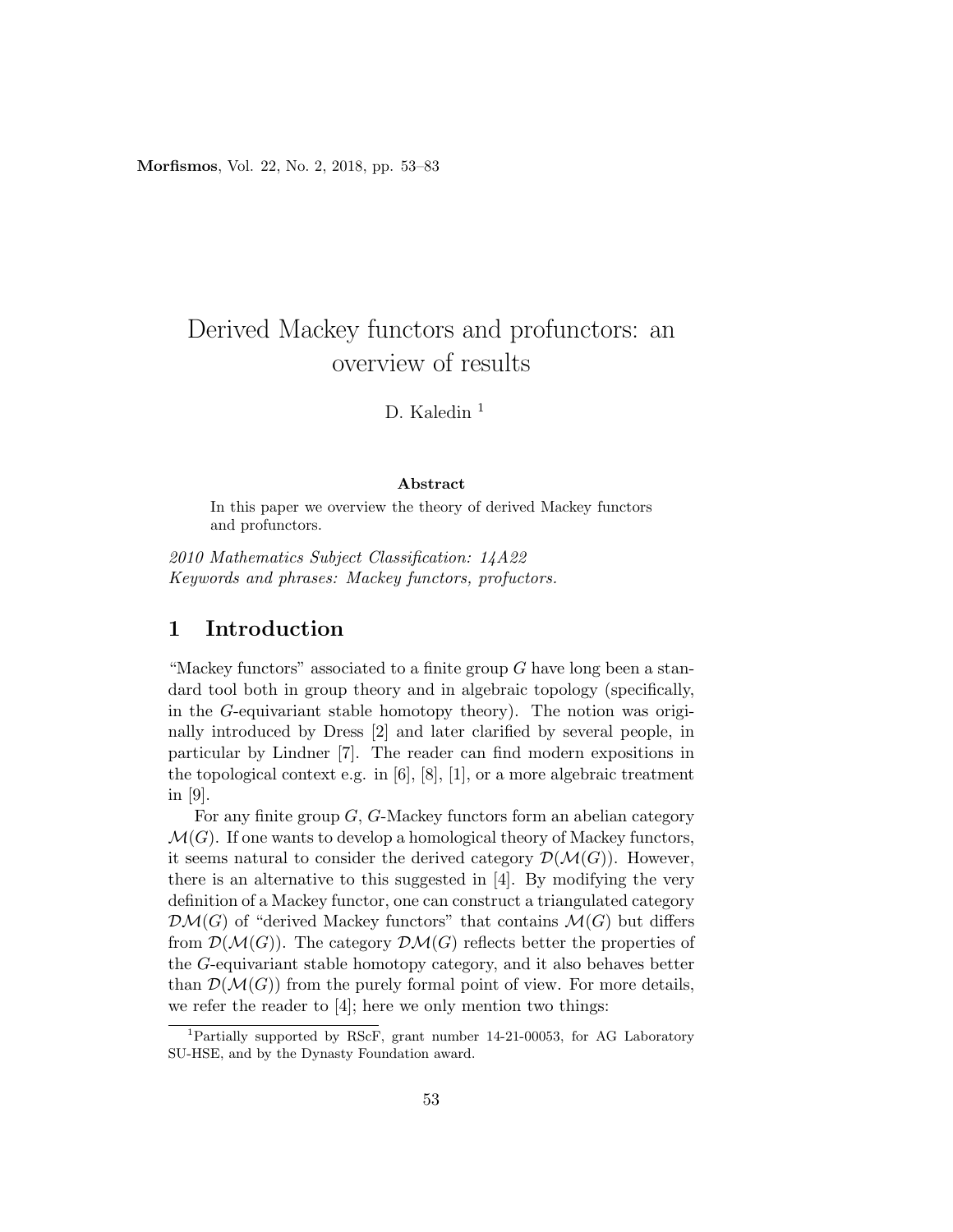# Derived Mackey functors and profunctors: an overview of results

D. Kaledin [1]

**Abstract**

In this paper we overview the theory of derived Mackey functors and profunctors.

*2010 Mathematics Subject Classification: 14A22*
*Keywords and phrases: Mackey functors, profuctors.*

## 1 Introduction

"Mackey functors" associated to a finite group $G$ have long been a standard tool both in group theory and in algebraic topology (specifically, in the $G$-equivariant stable homotopy theory). The notion was originally introduced by Dress [2] and later clarified by several people, in particular by Lindner [7]. The reader can find modern expositions in the topological context e.g. in [6], [8], [1], or a more algebraic treatment in [9].

For any finite group $G$, $G$-Mackey functors form an abelian category $\mathcal{M}(G)$. If one wants to develop a homological theory of Mackey functors, it seems natural to consider the derived category $\mathcal{D}(\mathcal{M}(G))$. However, there is an alternative to this suggested in [4]. By modifying the very definition of a Mackey functor, one can construct a triangulated category $\mathcal{DM}(G)$ of "derived Mackey functors" that contains $\mathcal{M}(G)$ but differs from $\mathcal{D}(\mathcal{M}(G))$. The category $\mathcal{DM}(G)$ reflects better the properties of the $G$-equivariant stable homotopy category, and it also behaves better than $\mathcal{D}(\mathcal{M}(G))$ from the purely formal point of view. For more details, we refer the reader to [4]; here we only mention two things:

[1] Partially supported by RScF, grant number 14-21-00053, for AG Laboratory SU-HSE, and by the Dynasty Foundation award.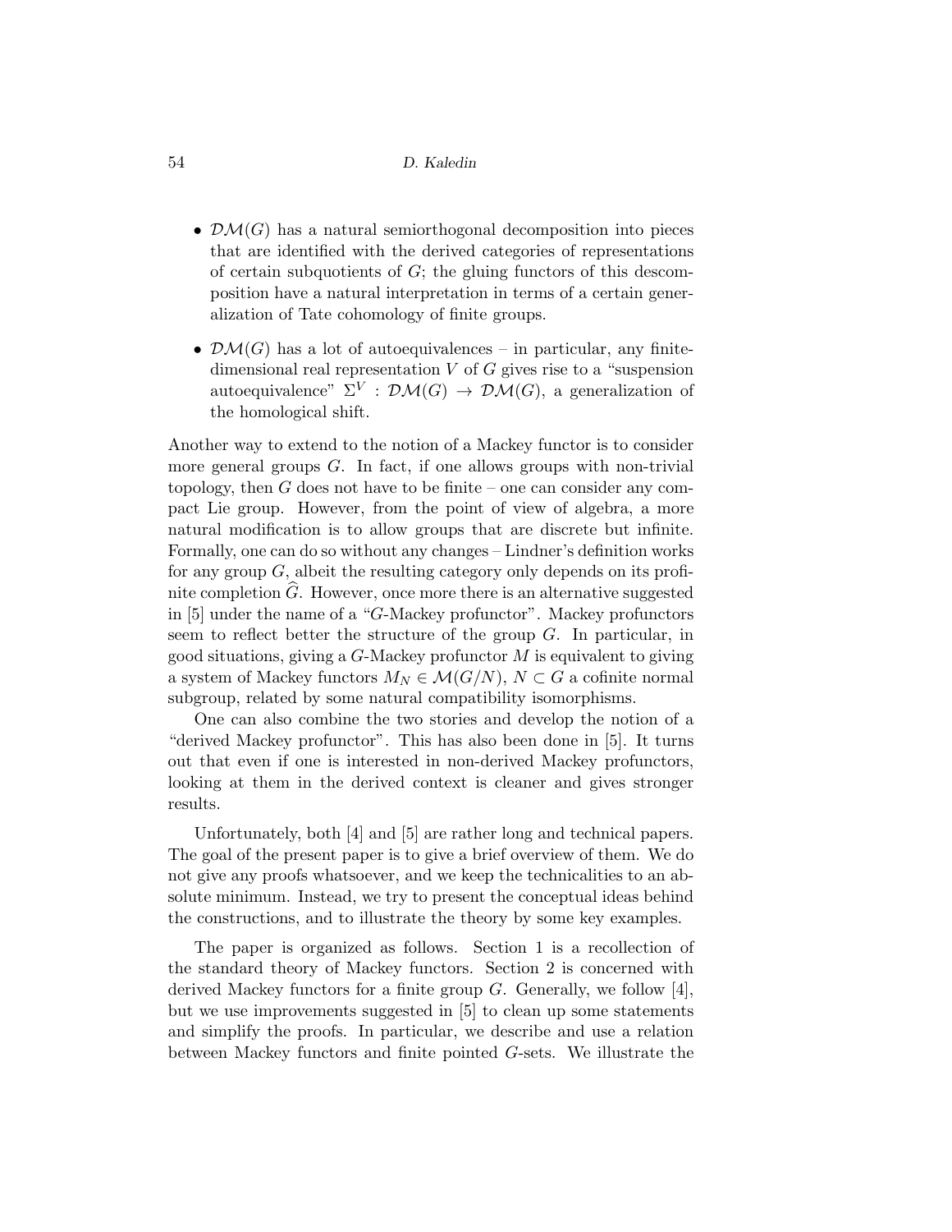- $\mathcal{DM}(G)$ has a natural semiorthogonal decomposition into pieces that are identified with the derived categories of representations of certain subquotients of $G$; the gluing functors of this descomposition have a natural interpretation in terms of a certain generalization of Tate cohomology of finite groups.

- $\mathcal{DM}(G)$ has a lot of autoequivalences – in particular, any finite-dimensional real representation $V$ of $G$ gives rise to a "suspension autoequivalence" $\Sigma^V : \mathcal{DM}(G) \to \mathcal{DM}(G)$, a generalization of the homological shift.

Another way to extend to the notion of a Mackey functor is to consider more general groups $G$. In fact, if one allows groups with non-trivial topology, then $G$ does not have to be finite – one can consider any compact Lie group. However, from the point of view of algebra, a more natural modification is to allow groups that are discrete but infinite. Formally, one can do so without any changes – Lindner's definition works for any group $G$, albeit the resulting category only depends on its profinite completion $\widehat{G}$. However, once more there is an alternative suggested in [5] under the name of a "$G$-Mackey profunctor". Mackey profunctors seem to reflect better the structure of the group $G$. In particular, in good situations, giving a $G$-Mackey profunctor $M$ is equivalent to giving a system of Mackey functors $M_N \in \mathcal{M}(G/N)$, $N \subset G$ a cofinite normal subgroup, related by some natural compatibility isomorphisms.

One can also combine the two stories and develop the notion of a "derived Mackey profunctor". This has also been done in [5]. It turns out that even if one is interested in non-derived Mackey profunctors, looking at them in the derived context is cleaner and gives stronger results.

Unfortunately, both [4] and [5] are rather long and technical papers. The goal of the present paper is to give a brief overview of them. We do not give any proofs whatsoever, and we keep the technicalities to an absolute minimum. Instead, we try to present the conceptual ideas behind the constructions, and to illustrate the theory by some key examples.

The paper is organized as follows. Section 1 is a recollection of the standard theory of Mackey functors. Section 2 is concerned with derived Mackey functors for a finite group $G$. Generally, we follow [4], but we use improvements suggested in [5] to clean up some statements and simplify the proofs. In particular, we describe and use a relation between Mackey functors and finite pointed $G$-sets. We illustrate the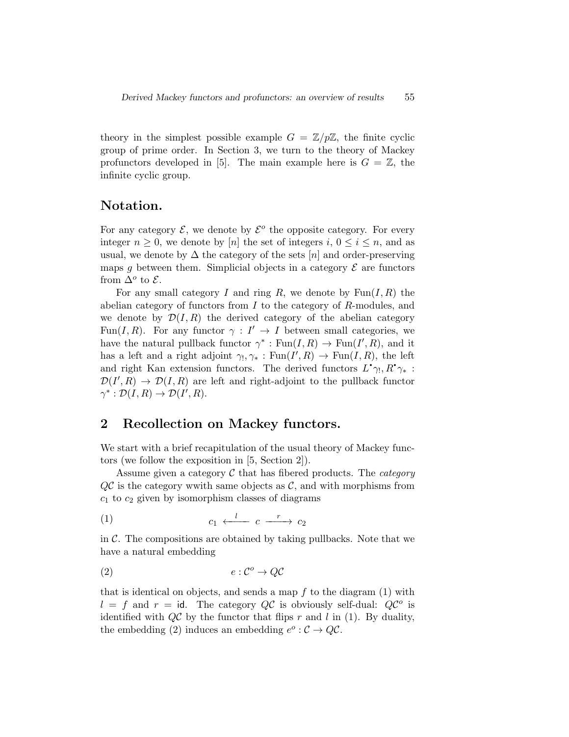theory in the simplest possible example $G = \mathbb{Z}/p\mathbb{Z}$, the finite cyclic group of prime order. In Section 3, we turn to the theory of Mackey profunctors developed in [5]. The main example here is $G = \mathbb{Z}$, the infinite cyclic group.

## Notation.

For any category $\mathcal{E}$, we denote by $\mathcal{E}^o$ the opposite category. For every integer $n \geq 0$, we denote by $[n]$ the set of integers $i$, $0 \leq i \leq n$, and as usual, we denote by $\Delta$ the category of the sets $[n]$ and order-preserving maps $g$ between them. Simplicial objects in a category $\mathcal{E}$ are functors from $\Delta^o$ to $\mathcal{E}$.

For any small category $I$ and ring $R$, we denote by $\operatorname{Fun}(I, R)$ the abelian category of functors from $I$ to the category of $R$-modules, and we denote by $\mathcal{D}(I, R)$ the derived category of the abelian category $\operatorname{Fun}(I, R)$. For any functor $\gamma : I' \to I$ between small categories, we have the natural pullback functor $\gamma^* : \operatorname{Fun}(I, R) \to \operatorname{Fun}(I', R)$, and it has a left and a right adjoint $\gamma_!, \gamma_* : \operatorname{Fun}(I', R) \to \operatorname{Fun}(I, R)$, the left and right Kan extension functors. The derived functors $L^{\bullet}\gamma_!, R^{\bullet}\gamma_* : \mathcal{D}(I', R) \to \mathcal{D}(I, R)$ are left and right-adjoint to the pullback functor $\gamma^* : \mathcal{D}(I, R) \to \mathcal{D}(I', R)$.

## 2 Recollection on Mackey functors.

We start with a brief recapitulation of the usual theory of Mackey functors (we follow the exposition in [5, Section 2]).

Assume given a category $\mathcal{C}$ that has fibered products. The *category* $Q\mathcal{C}$ is the category wwith same objects as $\mathcal{C}$, and with morphisms from $c_1$ to $c_2$ given by isomorphism classes of diagrams

$$c_1 \xleftarrow{\;l\;} c \xrightarrow{\;r\;} c_2 \tag{1}$$

in $\mathcal{C}$. The compositions are obtained by taking pullbacks. Note that we have a natural embedding

$$e : \mathcal{C}^o \to Q\mathcal{C} \tag{2}$$

that is identical on objects, and sends a map $f$ to the diagram (1) with $l = f$ and $r = \mathsf{id}$. The category $Q\mathcal{C}$ is obviously self-dual: $Q\mathcal{C}^o$ is identified with $Q\mathcal{C}$ by the functor that flips $r$ and $l$ in (1). By duality, the embedding (2) induces an embedding $e^o : \mathcal{C} \to Q\mathcal{C}$.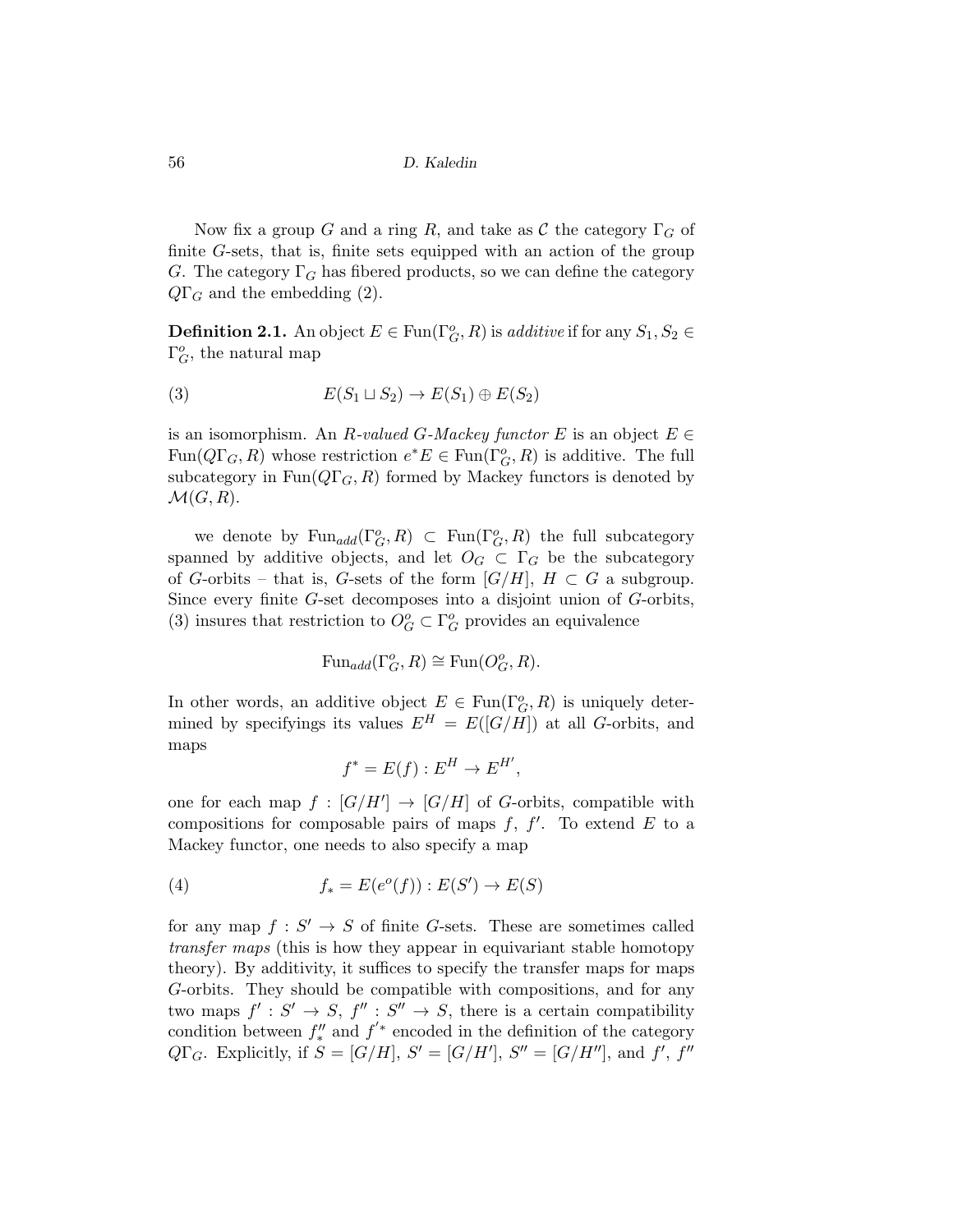Now fix a group $G$ and a ring $R$, and take as $\mathcal{C}$ the category $\Gamma_G$ of finite $G$-sets, that is, finite sets equipped with an action of the group $G$. The category $\Gamma_G$ has fibered products, so we can define the category $Q\Gamma_G$ and the embedding (2).

**Definition 2.1.** An object $E \in \operatorname{Fun}(\Gamma_G^o, R)$ is *additive* if for any $S_1, S_2 \in \Gamma_G^o$, the natural map

$$E(S_1 \sqcup S_2) \to E(S_1) \oplus E(S_2) \tag{3}$$

is an isomorphism. An *$R$-valued $G$-Mackey functor* $E$ is an object $E \in \operatorname{Fun}(Q\Gamma_G, R)$ whose restriction $e^*E \in \operatorname{Fun}(\Gamma_G^o, R)$ is additive. The full subcategory in $\operatorname{Fun}(Q\Gamma_G, R)$ formed by Mackey functors is denoted by $\mathcal{M}(G, R)$.

we denote by $\operatorname{Fun}_{add}(\Gamma_G^o, R) \subset \operatorname{Fun}(\Gamma_G^o, R)$ the full subcategory spanned by additive objects, and let $O_G \subset \Gamma_G$ be the subcategory of $G$-orbits – that is, $G$-sets of the form $[G/H]$, $H \subset G$ a subgroup. Since every finite $G$-set decomposes into a disjoint union of $G$-orbits, (3) insures that restriction to $O_G^o \subset \Gamma_G^o$ provides an equivalence

$$\operatorname{Fun}_{add}(\Gamma_G^o, R) \cong \operatorname{Fun}(O_G^o, R).$$

In other words, an additive object $E \in \operatorname{Fun}(\Gamma_G^o, R)$ is uniquely determined by specifyings its values $E^H = E([G/H])$ at all $G$-orbits, and maps

$$f^* = E(f) : E^H \to E^{H'},$$

one for each map $f : [G/H'] \to [G/H]$ of $G$-orbits, compatible with compositions for composable pairs of maps $f$, $f'$. To extend $E$ to a Mackey functor, one needs to also specify a map

$$f_* = E(e^o(f)) : E(S') \to E(S) \tag{4}$$

for any map $f : S' \to S$ of finite $G$-sets. These are sometimes called *transfer maps* (this is how they appear in equivariant stable homotopy theory). By additivity, it suffices to specify the transfer maps for maps $G$-orbits. They should be compatible with compositions, and for any two maps $f' : S' \to S$, $f'' : S'' \to S$, there is a certain compatibility condition between $f''_*$ and $f'^*$ encoded in the definition of the category $Q\Gamma_G$. Explicitly, if $S = [G/H]$, $S' = [G/H']$, $S'' = [G/H'']$, and $f'$, $f''$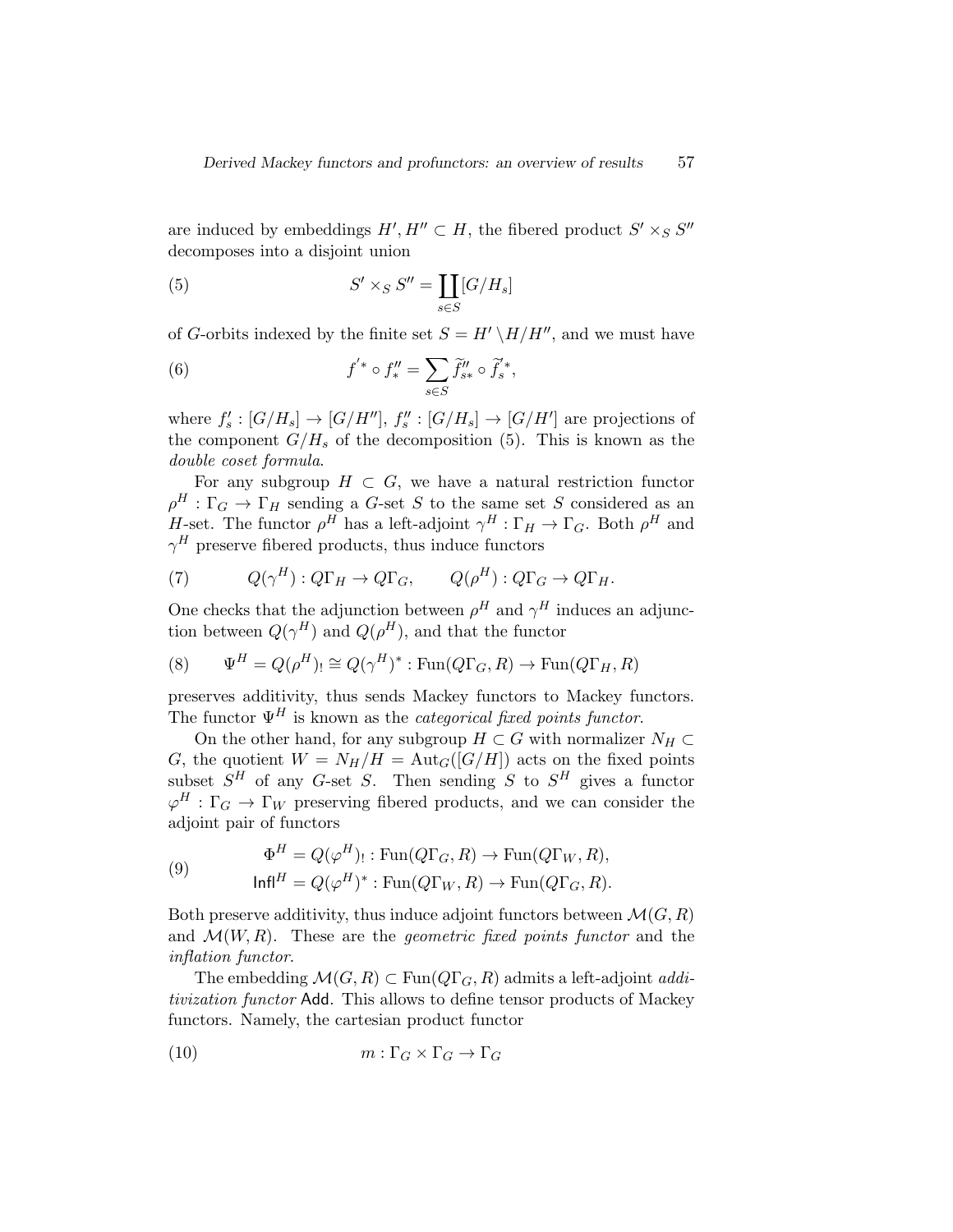are induced by embeddings $H', H'' \subset H$, the fibered product $S' \times_S S''$ decomposes into a disjoint union

$$S' \times_S S'' = \coprod_{s \in S} [G/H_s] \tag{5}$$

of $G$-orbits indexed by the finite set $S = H' \backslash H / H''$, and we must have

$$f'^* \circ f''_* = \sum_{s \in S} \widetilde{f}''_{s*} \circ \widetilde{f}'^*_s, \tag{6}$$

where $f'_s : [G/H_s] \to [G/H'']$, $f''_s : [G/H_s] \to [G/H']$ are projections of the component $G/H_s$ of the decomposition (5). This is known as the *double coset formula*.

For any subgroup $H \subset G$, we have a natural restriction functor $\rho^H : \Gamma_G \to \Gamma_H$ sending a $G$-set $S$ to the same set $S$ considered as an $H$-set. The functor $\rho^H$ has a left-adjoint $\gamma^H : \Gamma_H \to \Gamma_G$. Both $\rho^H$ and $\gamma^H$ preserve fibered products, thus induce functors

$$Q(\gamma^H) : Q\Gamma_H \to Q\Gamma_G, \qquad Q(\rho^H) : Q\Gamma_G \to Q\Gamma_H. \tag{7}$$

One checks that the adjunction between $\rho^H$ and $\gamma^H$ induces an adjunction between $Q(\gamma^H)$ and $Q(\rho^H)$, and that the functor

$$\Psi^H = Q(\rho^H)_! \cong Q(\gamma^H)^* : \operatorname{Fun}(Q\Gamma_G, R) \to \operatorname{Fun}(Q\Gamma_H, R) \tag{8}$$

preserves additivity, thus sends Mackey functors to Mackey functors. The functor $\Psi^H$ is known as the *categorical fixed points functor*.

On the other hand, for any subgroup $H \subset G$ with normalizer $N_H \subset G$, the quotient $W = N_H/H = \operatorname{Aut}_G([G/H])$ acts on the fixed points subset $S^H$ of any $G$-set $S$. Then sending $S$ to $S^H$ gives a functor $\varphi^H : \Gamma_G \to \Gamma_W$ preserving fibered products, and we can consider the adjoint pair of functors

$$\begin{aligned} \Phi^H &= Q(\varphi^H)_! : \operatorname{Fun}(Q\Gamma_G, R) \to \operatorname{Fun}(Q\Gamma_W, R), \\ \mathsf{Infl}^H &= Q(\varphi^H)^* : \operatorname{Fun}(Q\Gamma_W, R) \to \operatorname{Fun}(Q\Gamma_G, R). \end{aligned} \tag{9}$$

Both preserve additivity, thus induce adjoint functors between $\mathcal{M}(G, R)$ and $\mathcal{M}(W, R)$. These are the *geometric fixed points functor* and the *inflation functor*.

The embedding $\mathcal{M}(G, R) \subset \operatorname{Fun}(Q\Gamma_G, R)$ admits a left-adjoint *additivization functor* $\mathsf{Add}$. This allows to define tensor products of Mackey functors. Namely, the cartesian product functor

$$m : \Gamma_G \times \Gamma_G \to \Gamma_G \tag{10}$$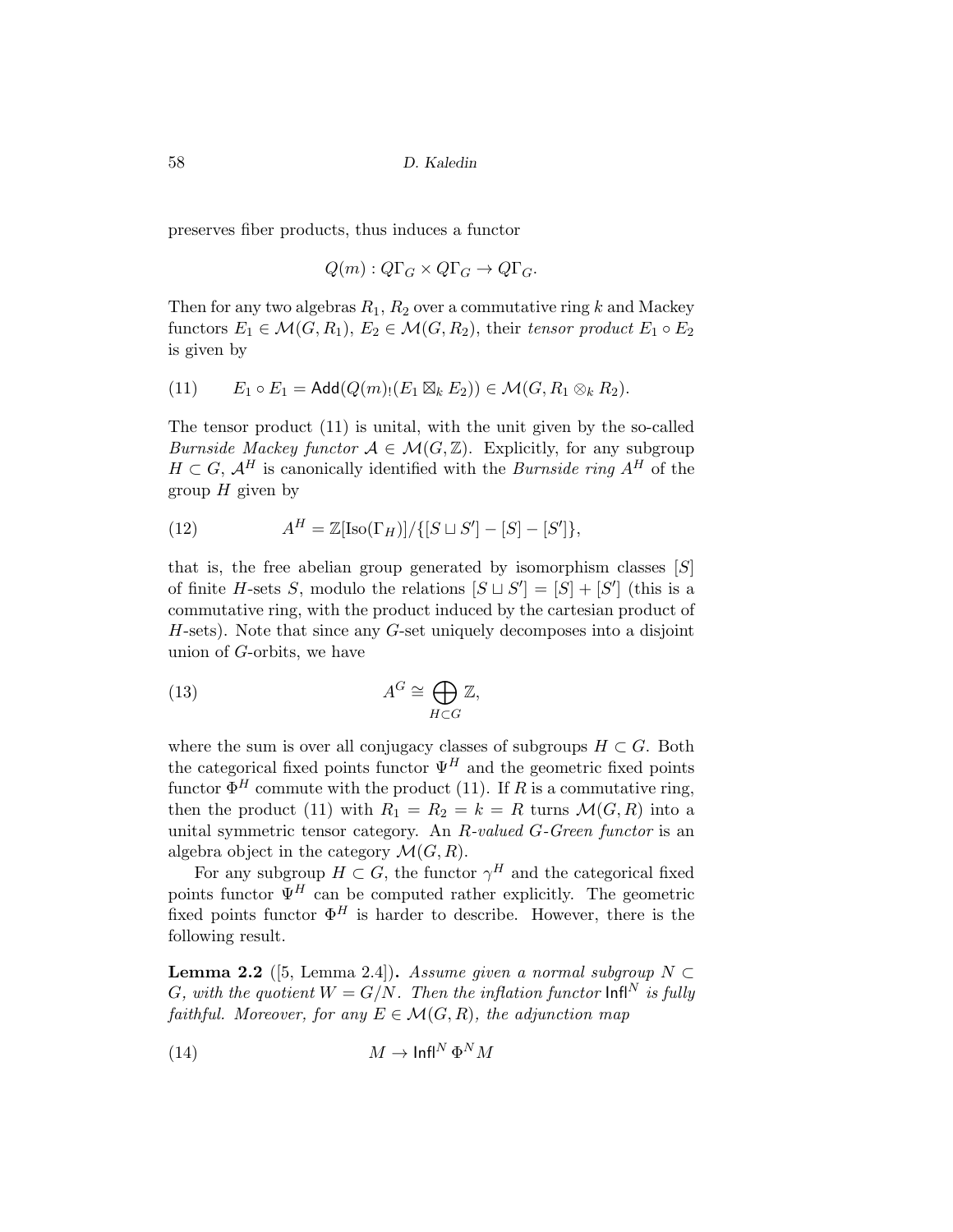preserves fiber products, thus induces a functor

$$Q(m) : Q\Gamma_G \times Q\Gamma_G \to Q\Gamma_G.$$

Then for any two algebras $R_1$, $R_2$ over a commutative ring $k$ and Mackey functors $E_1 \in \mathcal{M}(G, R_1)$, $E_2 \in \mathcal{M}(G, R_2)$, their *tensor product* $E_1 \circ E_2$ is given by

$$E_1 \circ E_1 = \mathsf{Add}(Q(m)_!(E_1 \boxtimes_k E_2)) \in \mathcal{M}(G, R_1 \otimes_k R_2). \tag{11}$$

The tensor product (11) is unital, with the unit given by the so-called *Burnside Mackey functor* $\mathcal{A} \in \mathcal{M}(G, \mathbb{Z})$. Explicitly, for any subgroup $H \subset G$, $\mathcal{A}^H$ is canonically identified with the *Burnside ring* $A^H$ of the group $H$ given by

$$A^H = \mathbb{Z}[\mathrm{Iso}(\Gamma_H)]/\{[S \sqcup S'] - [S] - [S']\}, \tag{12}$$

that is, the free abelian group generated by isomorphism classes $[S]$ of finite $H$-sets $S$, modulo the relations $[S \sqcup S'] = [S] + [S']$ (this is a commutative ring, with the product induced by the cartesian product of $H$-sets). Note that since any $G$-set uniquely decomposes into a disjoint union of $G$-orbits, we have

$$A^G \cong \bigoplus_{H \subset G} \mathbb{Z}, \tag{13}$$

where the sum is over all conjugacy classes of subgroups $H \subset G$. Both the categorical fixed points functor $\Psi^H$ and the geometric fixed points functor $\Phi^H$ commute with the product (11). If $R$ is a commutative ring, then the product (11) with $R_1 = R_2 = k = R$ turns $\mathcal{M}(G, R)$ into a unital symmetric tensor category. An *$R$-valued $G$-Green functor* is an algebra object in the category $\mathcal{M}(G, R)$.

For any subgroup $H \subset G$, the functor $\gamma^H$ and the categorical fixed points functor $\Psi^H$ can be computed rather explicitly. The geometric fixed points functor $\Phi^H$ is harder to describe. However, there is the following result.

**Lemma 2.2** ([5, Lemma 2.4])**.** *Assume given a normal subgroup $N \subset G$, with the quotient $W = G/N$. Then the inflation functor $\mathsf{Infl}^N$ is fully faithful. Moreover, for any $E \in \mathcal{M}(G, R)$, the adjunction map*

$$M \to \mathsf{Infl}^N \Phi^N M \tag{14}$$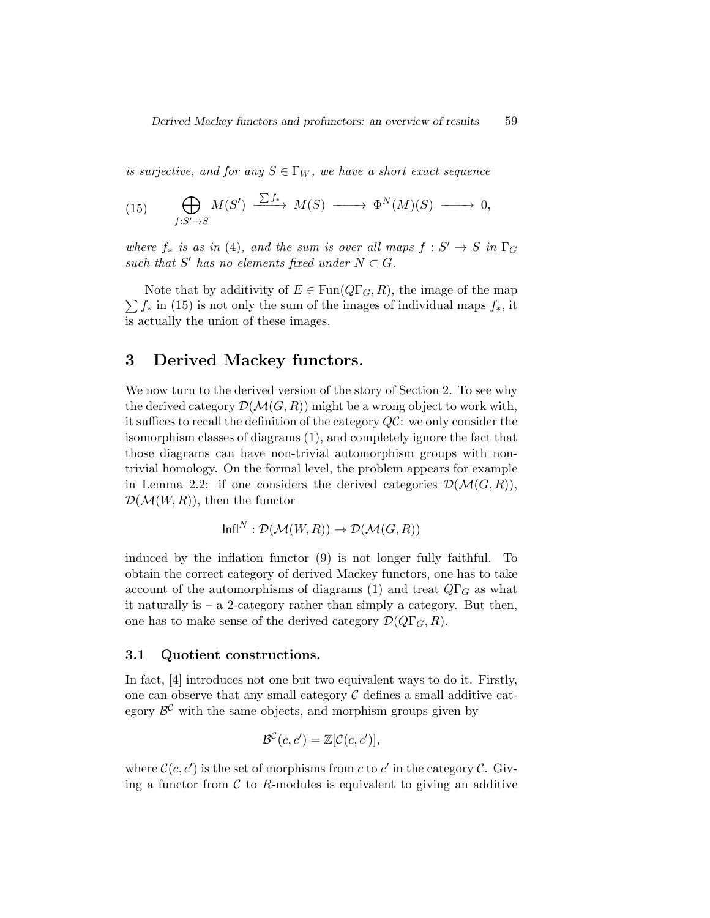*is surjective, and for any $S \in \Gamma_W$, we have a short exact sequence*

$$\bigoplus_{f:S' \to S} M(S') \xrightarrow{\sum f_*} M(S) \longrightarrow \Phi^N(M)(S) \longrightarrow 0, \tag{15}$$

*where $f_*$ is as in (4), and the sum is over all maps $f : S' \to S$ in $\Gamma_G$ such that $S'$ has no elements fixed under $N \subset G$.*

Note that by additivity of $E \in \mathrm{Fun}(Q\Gamma_G, R)$, the image of the map $\sum f_*$ in (15) is not only the sum of the images of individual maps $f_*$, it is actually the union of these images.

## 3 Derived Mackey functors.

We now turn to the derived version of the story of Section 2. To see why the derived category $\mathcal{D}(\mathcal{M}(G,R))$ might be a wrong object to work with, it suffices to recall the definition of the category $Q\mathcal{C}$: we only consider the isomorphism classes of diagrams (1), and completely ignore the fact that those diagrams can have non-trivial automorphism groups with non-trivial homology. On the formal level, the problem appears for example in Lemma 2.2: if one considers the derived categories $\mathcal{D}(\mathcal{M}(G,R))$, $\mathcal{D}(\mathcal{M}(W,R))$, then the functor

$$\mathsf{Infl}^N : \mathcal{D}(\mathcal{M}(W,R)) \to \mathcal{D}(\mathcal{M}(G,R))$$

induced by the inflation functor (9) is not longer fully faithful. To obtain the correct category of derived Mackey functors, one has to take account of the automorphisms of diagrams (1) and treat $Q\Gamma_G$ as what it naturally is – a 2-category rather than simply a category. But then, one has to make sense of the derived category $\mathcal{D}(Q\Gamma_G, R)$.

### 3.1 Quotient constructions.

In fact, [4] introduces not one but two equivalent ways to do it. Firstly, one can observe that any small category $\mathcal{C}$ defines a small additive category $\mathcal{B}^{\mathcal{C}}$ with the same objects, and morphism groups given by

$$\mathcal{B}^{\mathcal{C}}(c,c') = \mathbb{Z}[\mathcal{C}(c,c')],$$

where $\mathcal{C}(c,c')$ is the set of morphisms from $c$ to $c'$ in the category $\mathcal{C}$. Giving a functor from $\mathcal{C}$ to $R$-modules is equivalent to giving an additive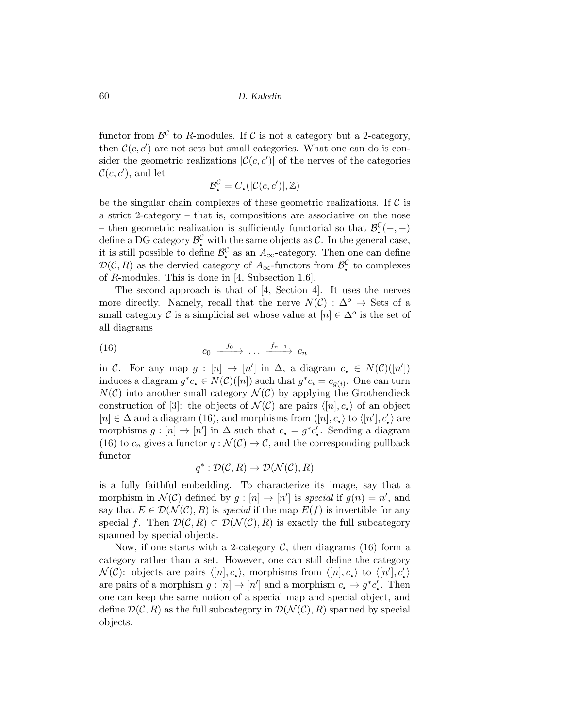functor from $\mathcal{B}^{\mathcal{C}}$ to $R$-modules. If $\mathcal{C}$ is not a category but a 2-category, then $\mathcal{C}(c,c')$ are not sets but small categories. What one can do is consider the geometric realizations $|\mathcal{C}(c,c')|$ of the nerves of the categories $\mathcal{C}(c,c')$, and let

$$\mathcal{B}^{\mathcal{C}}_{\bullet} = C_{\bullet}(|\mathcal{C}(c,c')|, \mathbb{Z})$$

be the singular chain complexes of these geometric realizations. If $\mathcal{C}$ is a strict 2-category – that is, compositions are associative on the nose – then geometric realization is sufficiently functorial so that $\mathcal{B}^{\mathcal{C}}_{\bullet}(-,-)$ define a DG category $\mathcal{B}^{\mathcal{C}}_{\bullet}$ with the same objects as $\mathcal{C}$. In the general case, it is still possible to define $\mathcal{B}^{\mathcal{C}}_{\bullet}$ as an $A_\infty$-category. Then one can define $\mathcal{D}(\mathcal{C}, R)$ as the dervied category of $A_\infty$-functors from $\mathcal{B}^{\mathcal{C}}_{\bullet}$ to complexes of $R$-modules. This is done in [4, Subsection 1.6].

The second approach is that of [4, Section 4]. It uses the nerves more directly. Namely, recall that the nerve $N(\mathcal{C}) : \Delta^o \to \text{Sets}$ of a small category $\mathcal{C}$ is a simplicial set whose value at $[n] \in \Delta^o$ is the set of all diagrams

$$c_0 \xrightarrow{f_0} \dots \xrightarrow{f_{n-1}} c_n \tag{16}$$

in $\mathcal{C}$. For any map $g : [n] \to [n']$ in $\Delta$, a diagram $c_{\bullet} \in N(\mathcal{C})([n'])$ induces a diagram $g^*c_{\bullet} \in N(\mathcal{C})([n])$ such that $g^*c_i = c_{g(i)}$. One can turn $N(\mathcal{C})$ into another small category $\mathcal{N}(\mathcal{C})$ by applying the Grothendieck construction of [3]: the objects of $\mathcal{N}(\mathcal{C})$ are pairs $\langle [n], c_{\bullet} \rangle$ of an object $[n] \in \Delta$ and a diagram (16), and morphisms from $\langle [n], c_{\bullet} \rangle$ to $\langle [n'], c'_{\bullet} \rangle$ are morphisms $g : [n] \to [n']$ in $\Delta$ such that $c_{\bullet} = g^*c'_{\bullet}$. Sending a diagram (16) to $c_n$ gives a functor $q : \mathcal{N}(\mathcal{C}) \to \mathcal{C}$, and the corresponding pullback functor

$$q^* : \mathcal{D}(\mathcal{C}, R) \to \mathcal{D}(\mathcal{N}(\mathcal{C}), R)$$

is a fully faithful embedding. To characterize its image, say that a morphism in $\mathcal{N}(\mathcal{C})$ defined by $g : [n] \to [n']$ is *special* if $g(n) = n'$, and say that $E \in \mathcal{D}(\mathcal{N}(\mathcal{C}), R)$ is *special* if the map $E(f)$ is invertible for any special $f$. Then $\mathcal{D}(\mathcal{C}, R) \subset \mathcal{D}(\mathcal{N}(\mathcal{C}), R)$ is exactly the full subcategory spanned by special objects.

Now, if one starts with a 2-category $\mathcal{C}$, then diagrams (16) form a category rather than a set. However, one can still define the category $\mathcal{N}(\mathcal{C})$: objects are pairs $\langle [n], c_{\bullet} \rangle$, morphisms from $\langle [n], c_{\bullet} \rangle$ to $\langle [n'], c'_{\bullet} \rangle$ are pairs of a morphism $g : [n] \to [n']$ and a morphism $c_{\bullet} \to g^*c'_{\bullet}$. Then one can keep the same notion of a special map and special object, and define $\mathcal{D}(\mathcal{C}, R)$ as the full subcategory in $\mathcal{D}(\mathcal{N}(\mathcal{C}), R)$ spanned by special objects.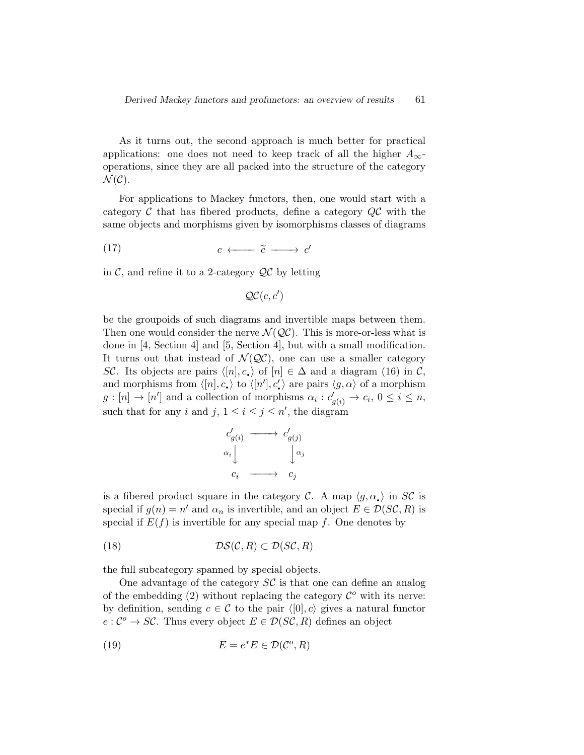As it turns out, the second approach is much better for practical applications: one does not need to keep track of all the higher $A_\infty$-operations, since they are all packed into the structure of the category $\mathcal{N}(\mathcal{C})$.

For applications to Mackey functors, then, one would start with a category $\mathcal{C}$ that has fibered products, define a category $Q\mathcal{C}$ with the same objects and morphisms given by isomorphisms classes of diagrams

$$c \longleftarrow \widetilde{c} \longrightarrow c' \tag{17}$$

in $\mathcal{C}$, and refine it to a 2-category $\mathcal{QC}$ by letting

$$\mathcal{QC}(c, c')$$

be the groupoids of such diagrams and invertible maps between them. Then one would consider the nerve $\mathcal{N}(\mathcal{QC})$. This is more-or-less what is done in [4, Section 4] and [5, Section 4], but with a small modification. It turns out that instead of $\mathcal{N}(\mathcal{QC})$, one can use a smaller category $S\mathcal{C}$. Its objects are pairs $\langle [n], c_\bullet \rangle$ of $[n] \in \Delta$ and a diagram (16) in $\mathcal{C}$, and morphisms from $\langle [n], c_\bullet \rangle$ to $\langle [n'], c'_\bullet \rangle$ are pairs $\langle g, \alpha \rangle$ of a morphism $g : [n] \to [n']$ and a collection of morphisms $\alpha_i : c'_{g(i)} \to c_i$, $0 \leq i \leq n$, such that for any $i$ and $j$, $1 \leq i \leq j \leq n'$, the diagram

$$\begin{array}{ccc} c'_{g(i)} & \longrightarrow & c'_{g(j)} \\ {\scriptstyle \alpha_i}\downarrow & & \downarrow{\scriptstyle \alpha_j} \\ c_i & \longrightarrow & c_j \end{array}$$

is a fibered product square in the category $\mathcal{C}$. A map $\langle g, \alpha_\bullet \rangle$ in $S\mathcal{C}$ is special if $g(n) = n'$ and $\alpha_n$ is invertible, and an object $E \in \mathcal{D}(S\mathcal{C}, R)$ is special if $E(f)$ is invertible for any special map $f$. One denotes by

$$\mathcal{DS}(\mathcal{C}, R) \subset \mathcal{D}(S\mathcal{C}, R) \tag{18}$$

the full subcategory spanned by special objects.

One advantage of the category $S\mathcal{C}$ is that one can define an analog of the embedding (2) without replacing the category $\mathcal{C}^o$ with its nerve: by definition, sending $c \in \mathcal{C}$ to the pair $\langle [0], c \rangle$ gives a natural functor $e : \mathcal{C}^o \to S\mathcal{C}$. Thus every object $E \in \mathcal{D}(S\mathcal{C}, R)$ defines an object

$$\overline{E} = e^* E \in \mathcal{D}(\mathcal{C}^o, R) \tag{19}$$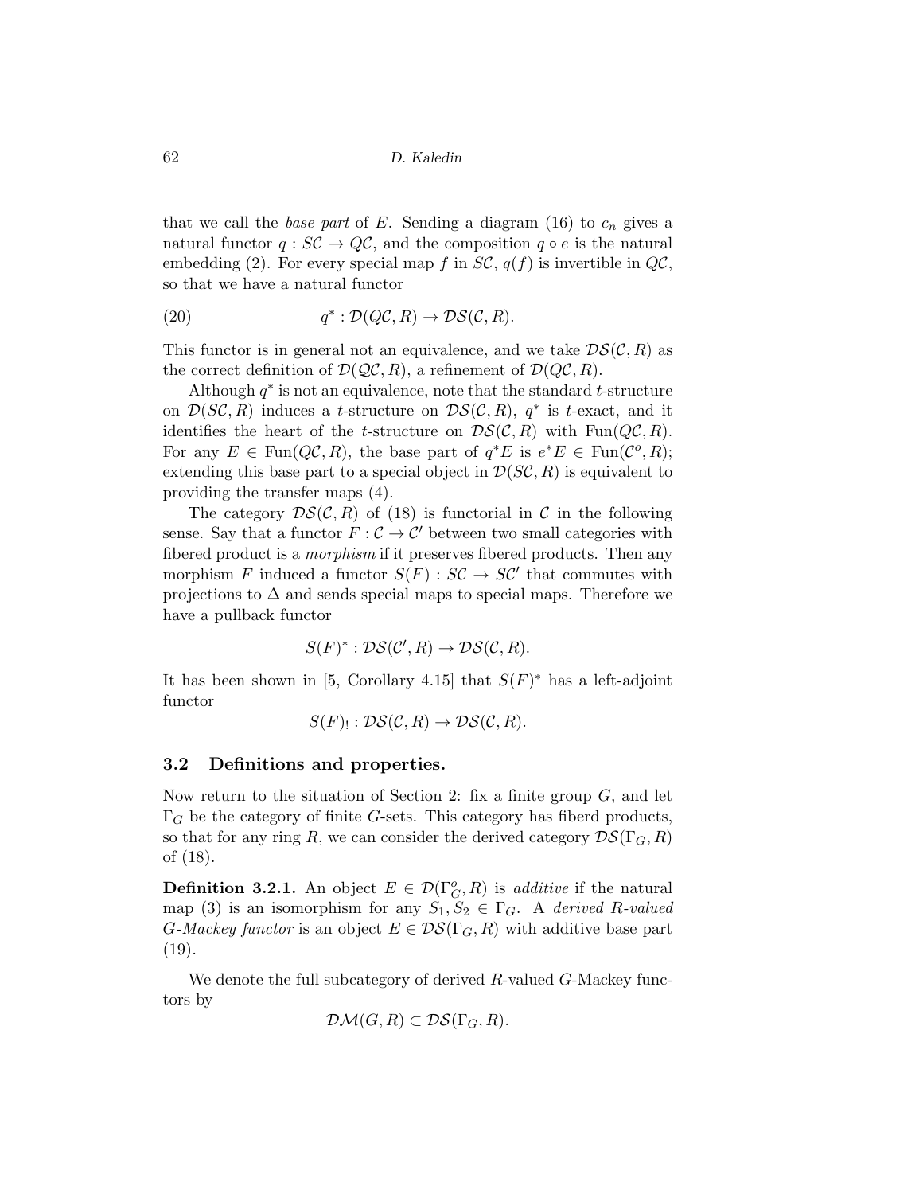that we call the *base part* of $E$. Sending a diagram (16) to $c_n$ gives a natural functor $q : S\mathcal{C} \to Q\mathcal{C}$, and the composition $q \circ e$ is the natural embedding (2). For every special map $f$ in $S\mathcal{C}$, $q(f)$ is invertible in $Q\mathcal{C}$, so that we have a natural functor

$$q^* : \mathcal{D}(Q\mathcal{C}, R) \to \mathcal{DS}(\mathcal{C}, R). \tag{20}$$

This functor is in general not an equivalence, and we take $\mathcal{DS}(\mathcal{C}, R)$ as the correct definition of $\mathcal{D}(\mathcal{QC}, R)$, a refinement of $\mathcal{D}(Q\mathcal{C}, R)$.

Although $q^*$ is not an equivalence, note that the standard $t$-structure on $\mathcal{D}(S\mathcal{C}, R)$ induces a $t$-structure on $\mathcal{DS}(\mathcal{C}, R)$, $q^*$ is $t$-exact, and it identifies the heart of the $t$-structure on $\mathcal{DS}(\mathcal{C}, R)$ with $\operatorname{Fun}(Q\mathcal{C}, R)$. For any $E \in \operatorname{Fun}(Q\mathcal{C}, R)$, the base part of $q^*E$ is $e^*E \in \operatorname{Fun}(\mathcal{C}^o, R)$; extending this base part to a special object in $\mathcal{D}(S\mathcal{C}, R)$ is equivalent to providing the transfer maps (4).

The category $\mathcal{DS}(\mathcal{C}, R)$ of (18) is functorial in $\mathcal{C}$ in the following sense. Say that a functor $F : \mathcal{C} \to \mathcal{C}'$ between two small categories with fibered product is a *morphism* if it preserves fibered products. Then any morphism $F$ induced a functor $S(F) : S\mathcal{C} \to S\mathcal{C}'$ that commutes with projections to $\Delta$ and sends special maps to special maps. Therefore we have a pullback functor

$$S(F)^* : \mathcal{DS}(\mathcal{C}', R) \to \mathcal{DS}(\mathcal{C}, R).$$

It has been shown in [5, Corollary 4.15] that $S(F)^*$ has a left-adjoint functor

$$S(F)_! : \mathcal{DS}(\mathcal{C}, R) \to \mathcal{DS}(\mathcal{C}, R).$$

### 3.2 Definitions and properties.

Now return to the situation of Section 2: fix a finite group $G$, and let $\Gamma_G$ be the category of finite $G$-sets. This category has fiberd products, so that for any ring $R$, we can consider the derived category $\mathcal{DS}(\Gamma_G, R)$ of (18).

**Definition 3.2.1.** An object $E \in \mathcal{D}(\Gamma_G^o, R)$ is *additive* if the natural map (3) is an isomorphism for any $S_1, S_2 \in \Gamma_G$. A *derived $R$-valued $G$-Mackey functor* is an object $E \in \mathcal{DS}(\Gamma_G, R)$ with additive base part (19).

We denote the full subcategory of derived $R$-valued $G$-Mackey functors by

$$\mathcal{DM}(G, R) \subset \mathcal{DS}(\Gamma_G, R).$$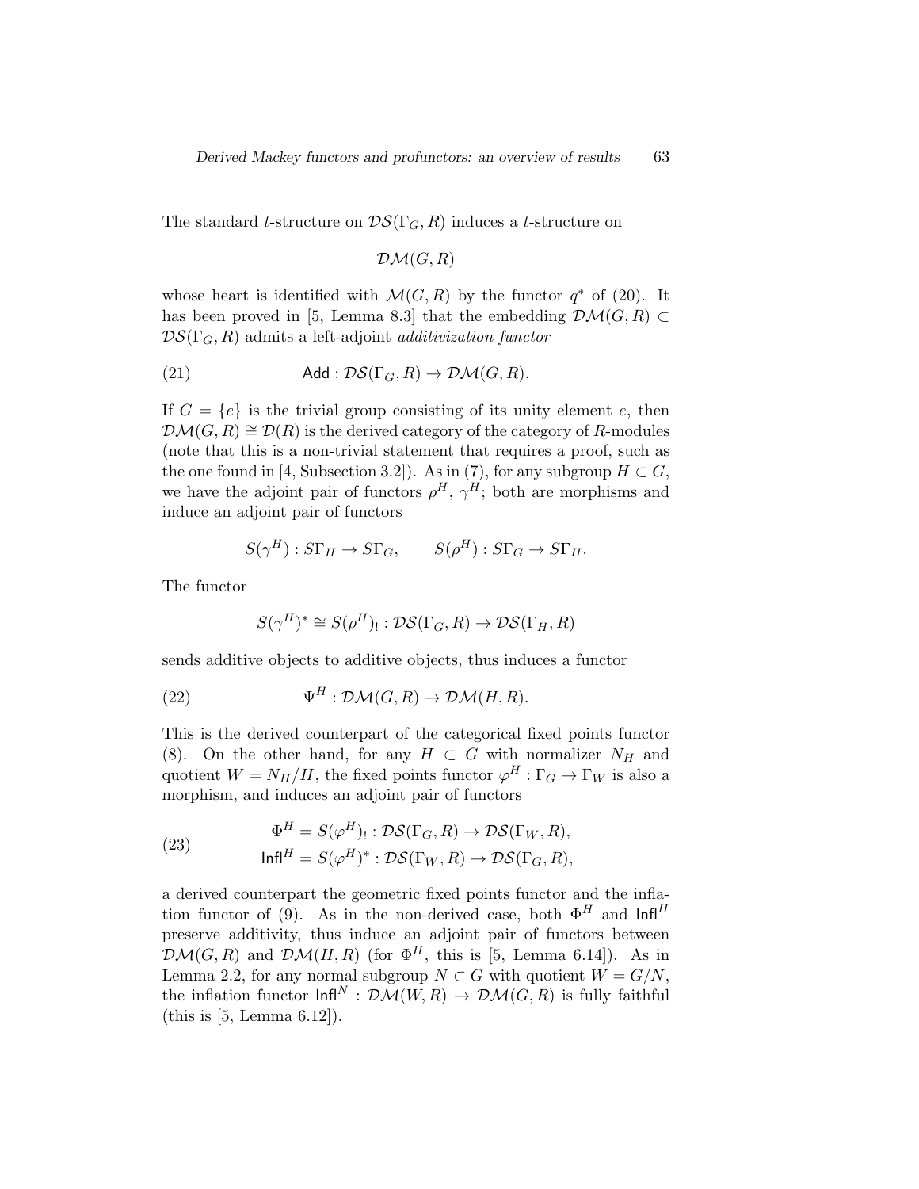The standard $t$-structure on $\mathcal{DS}(\Gamma_G, R)$ induces a $t$-structure on

$$\mathcal{DM}(G, R)$$

whose heart is identified with $\mathcal{M}(G, R)$ by the functor $q^*$ of (20). It has been proved in [5, Lemma 8.3] that the embedding $\mathcal{DM}(G, R) \subset \mathcal{DS}(\Gamma_G, R)$ admits a left-adjoint *additivization functor*

$$\mathsf{Add} : \mathcal{DS}(\Gamma_G, R) \to \mathcal{DM}(G, R). \tag{21}$$

If $G = \{e\}$ is the trivial group consisting of its unity element $e$, then $\mathcal{DM}(G, R) \cong \mathcal{D}(R)$ is the derived category of the category of $R$-modules (note that this is a non-trivial statement that requires a proof, such as the one found in [4, Subsection 3.2]). As in (7), for any subgroup $H \subset G$, we have the adjoint pair of functors $\rho^H$, $\gamma^H$; both are morphisms and induce an adjoint pair of functors

$$S(\gamma^H) : S\Gamma_H \to S\Gamma_G, \qquad S(\rho^H) : S\Gamma_G \to S\Gamma_H.$$

The functor

$$S(\gamma^H)^* \cong S(\rho^H)_! : \mathcal{DS}(\Gamma_G, R) \to \mathcal{DS}(\Gamma_H, R)$$

sends additive objects to additive objects, thus induces a functor

$$\Psi^H : \mathcal{DM}(G, R) \to \mathcal{DM}(H, R). \tag{22}$$

This is the derived counterpart of the categorical fixed points functor (8). On the other hand, for any $H \subset G$ with normalizer $N_H$ and quotient $W = N_H/H$, the fixed points functor $\varphi^H : \Gamma_G \to \Gamma_W$ is also a morphism, and induces an adjoint pair of functors

$$\begin{aligned} \Phi^H = S(\varphi^H)_! &: \mathcal{DS}(\Gamma_G, R) \to \mathcal{DS}(\Gamma_W, R), \\ \mathsf{Infl}^H = S(\varphi^H)^* &: \mathcal{DS}(\Gamma_W, R) \to \mathcal{DS}(\Gamma_G, R), \end{aligned} \tag{23}$$

a derived counterpart the geometric fixed points functor and the inflation functor of (9). As in the non-derived case, both $\Phi^H$ and $\mathsf{Infl}^H$ preserve additivity, thus induce an adjoint pair of functors between $\mathcal{DM}(G, R)$ and $\mathcal{DM}(H, R)$ (for $\Phi^H$, this is [5, Lemma 6.14]). As in Lemma 2.2, for any normal subgroup $N \subset G$ with quotient $W = G/N$, the inflation functor $\mathsf{Infl}^N : \mathcal{DM}(W, R) \to \mathcal{DM}(G, R)$ is fully faithful (this is [5, Lemma 6.12]).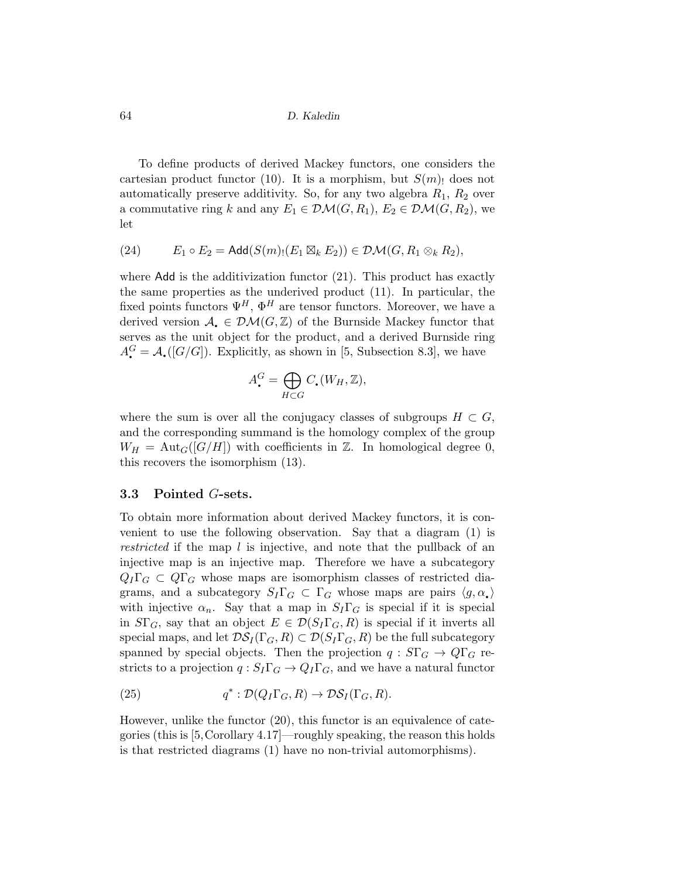To define products of derived Mackey functors, one considers the cartesian product functor (10). It is a morphism, but $S(m)_!$ does not automatically preserve additivity. So, for any two algebra $R_1$, $R_2$ over a commutative ring $k$ and any $E_1 \in \mathcal{DM}(G, R_1)$, $E_2 \in \mathcal{DM}(G, R_2)$, we let

$$E_1 \circ E_2 = \mathsf{Add}(S(m)_!(E_1 \boxtimes_k E_2)) \in \mathcal{DM}(G, R_1 \otimes_k R_2), \tag{24}$$

where $\mathsf{Add}$ is the additivization functor (21). This product has exactly the same properties as the underived product (11). In particular, the fixed points functors $\Psi^H$, $\Phi^H$ are tensor functors. Moreover, we have a derived version $\mathcal{A}_\bullet \in \mathcal{DM}(G, \mathbb{Z})$ of the Burnside Mackey functor that serves as the unit object for the product, and a derived Burnside ring $A^G_\bullet = \mathcal{A}_\bullet([G/G])$. Explicitly, as shown in [5, Subsection 8.3], we have

$$A^G_\bullet = \bigoplus_{H \subset G} C_\bullet(W_H, \mathbb{Z}),$$

where the sum is over all the conjugacy classes of subgroups $H \subset G$, and the corresponding summand is the homology complex of the group $W_H = \mathrm{Aut}_G([G/H])$ with coefficients in $\mathbb{Z}$. In homological degree 0, this recovers the isomorphism (13).

### 3.3 Pointed $G$-sets.

To obtain more information about derived Mackey functors, it is convenient to use the following observation. Say that a diagram (1) is *restricted* if the map $l$ is injective, and note that the pullback of an injective map is an injective map. Therefore we have a subcategory $Q_I\Gamma_G \subset Q\Gamma_G$ whose maps are isomorphism classes of restricted diagrams, and a subcategory $S_I\Gamma_G \subset \Gamma_G$ whose maps are pairs $\langle g, \alpha_\bullet \rangle$ with injective $\alpha_n$. Say that a map in $S_I\Gamma_G$ is special if it is special in $S\Gamma_G$, say that an object $E \in \mathcal{D}(S_I\Gamma_G, R)$ is special if it inverts all special maps, and let $\mathcal{DS}_I(\Gamma_G, R) \subset \mathcal{D}(S_I\Gamma_G, R)$ be the full subcategory spanned by special objects. Then the projection $q : S\Gamma_G \to Q\Gamma_G$ restricts to a projection $q : S_I\Gamma_G \to Q_I\Gamma_G$, and we have a natural functor

$$q^* : \mathcal{D}(Q_I\Gamma_G, R) \to \mathcal{DS}_I(\Gamma_G, R). \tag{25}$$

However, unlike the functor (20), this functor is an equivalence of categories (this is [5, Corollary 4.17]—roughly speaking, the reason this holds is that restricted diagrams (1) have no non-trivial automorphisms).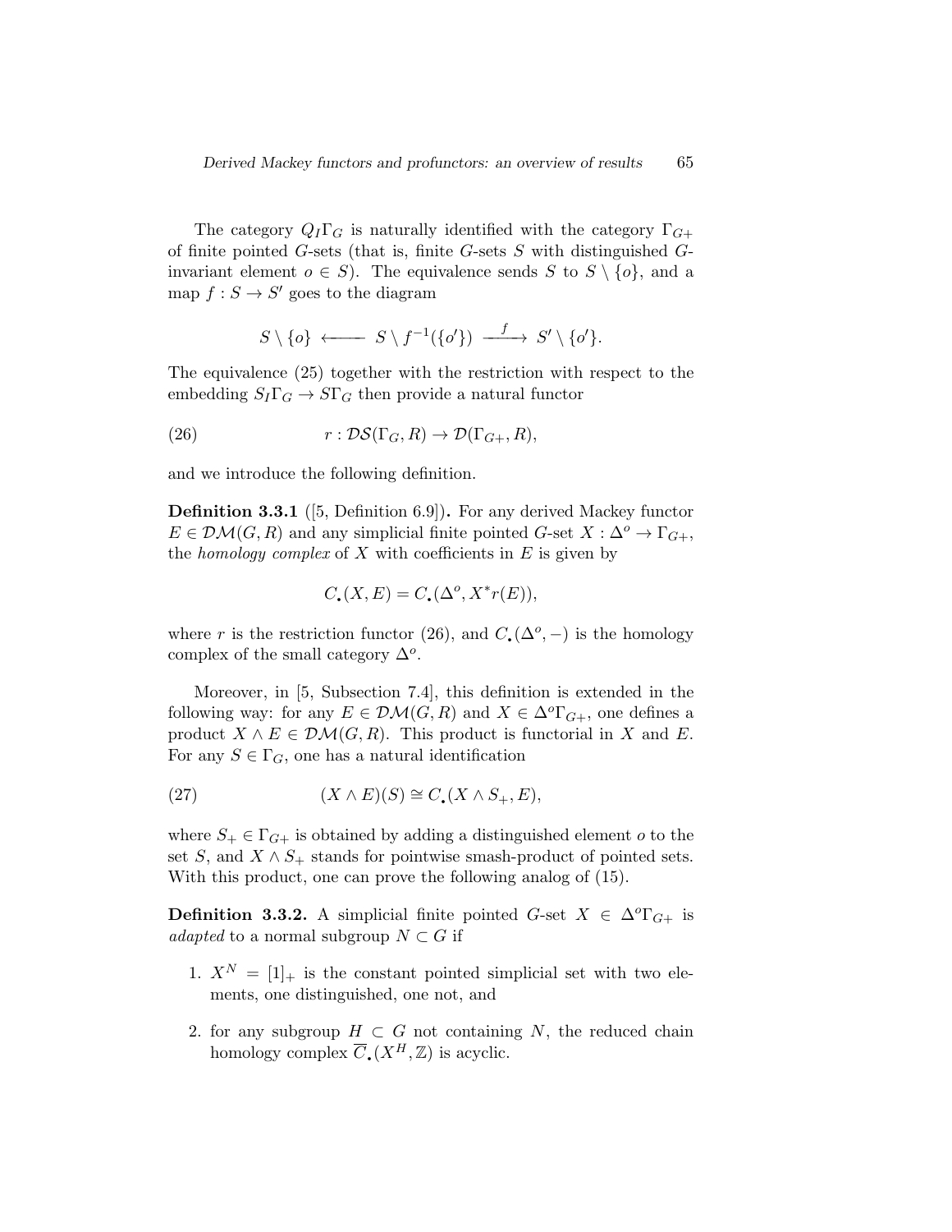The category $Q_I\Gamma_G$ is naturally identified with the category $\Gamma_{G+}$ of finite pointed $G$-sets (that is, finite $G$-sets $S$ with distinguished $G$-invariant element $o \in S$). The equivalence sends $S$ to $S \setminus \{o\}$, and a map $f : S \to S'$ goes to the diagram

$$S \setminus \{o\} \longleftarrow S \setminus f^{-1}(\{o'\}) \xrightarrow{\ f\ } S' \setminus \{o'\}.$$

The equivalence (25) together with the restriction with respect to the embedding $S_I\Gamma_G \to S\Gamma_G$ then provide a natural functor

$$r : \mathcal{DS}(\Gamma_G, R) \to \mathcal{D}(\Gamma_{G+}, R), \tag{26}$$

and we introduce the following definition.

**Definition 3.3.1** ([5, Definition 6.9])**.** For any derived Mackey functor $E \in \mathcal{DM}(G, R)$ and any simplicial finite pointed $G$-set $X : \Delta^o \to \Gamma_{G+}$, the *homology complex* of $X$ with coefficients in $E$ is given by

$$C_\bullet(X, E) = C_\bullet(\Delta^o, X^*r(E)),$$

where $r$ is the restriction functor (26), and $C_\bullet(\Delta^o, -)$ is the homology complex of the small category $\Delta^o$.

Moreover, in [5, Subsection 7.4], this definition is extended in the following way: for any $E \in \mathcal{DM}(G, R)$ and $X \in \Delta^o\Gamma_{G+}$, one defines a product $X \wedge E \in \mathcal{DM}(G, R)$. This product is functorial in $X$ and $E$. For any $S \in \Gamma_G$, one has a natural identification

$$(X \wedge E)(S) \cong C_\bullet(X \wedge S_+, E), \tag{27}$$

where $S_+ \in \Gamma_{G+}$ is obtained by adding a distinguished element $o$ to the set $S$, and $X \wedge S_+$ stands for pointwise smash-product of pointed sets. With this product, one can prove the following analog of (15).

**Definition 3.3.2.** A simplicial finite pointed $G$-set $X \in \Delta^o\Gamma_{G+}$ is *adapted* to a normal subgroup $N \subset G$ if

1. $X^N = [1]_+$ is the constant pointed simplicial set with two elements, one distinguished, one not, and
2. for any subgroup $H \subset G$ not containing $N$, the reduced chain homology complex $\overline{C}_\bullet(X^H, \mathbb{Z})$ is acyclic.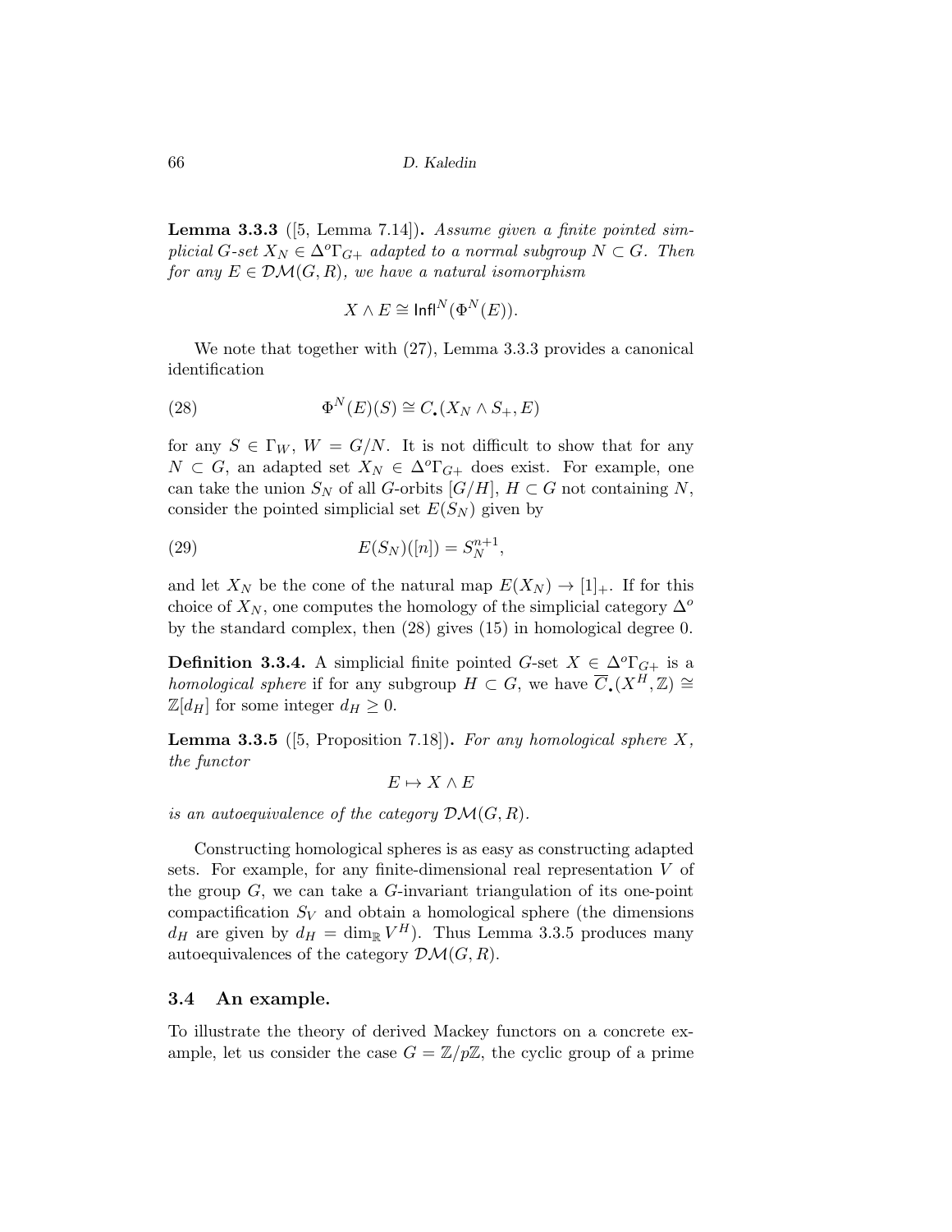**Lemma 3.3.3** ([5, Lemma 7.14])**.** *Assume given a finite pointed simplicial $G$-set $X_N \in \Delta^o\Gamma_{G+}$ adapted to a normal subgroup $N \subset G$. Then for any $E \in \mathcal{DM}(G,R)$, we have a natural isomorphism*

$$X \wedge E \cong \mathsf{Infl}^N(\Phi^N(E)).$$

We note that together with (27), Lemma 3.3.3 provides a canonical identification

$$\Phi^N(E)(S) \cong C_\bullet(X_N \wedge S_+, E) \tag{28}$$

for any $S \in \Gamma_W$, $W = G/N$. It is not difficult to show that for any $N \subset G$, an adapted set $X_N \in \Delta^o\Gamma_{G+}$ does exist. For example, one can take the union $S_N$ of all $G$-orbits $[G/H]$, $H \subset G$ not containing $N$, consider the pointed simplicial set $E(S_N)$ given by

$$E(S_N)([n]) = S_N^{n+1}, \tag{29}$$

and let $X_N$ be the cone of the natural map $E(X_N) \to [1]_+$. If for this choice of $X_N$, one computes the homology of the simplicial category $\Delta^o$ by the standard complex, then (28) gives (15) in homological degree 0.

**Definition 3.3.4.** A simplicial finite pointed $G$-set $X \in \Delta^o\Gamma_{G+}$ is a *homological sphere* if for any subgroup $H \subset G$, we have $\overline{C}_\bullet(X^H,\mathbb{Z}) \cong \mathbb{Z}[d_H]$ for some integer $d_H \geq 0$.

**Lemma 3.3.5** ([5, Proposition 7.18])**.** *For any homological sphere $X$, the functor*

$$E \mapsto X \wedge E$$

*is an autoequivalence of the category $\mathcal{DM}(G,R)$.*

Constructing homological spheres is as easy as constructing adapted sets. For example, for any finite-dimensional real representation $V$ of the group $G$, we can take a $G$-invariant triangulation of its one-point compactification $S_V$ and obtain a homological sphere (the dimensions $d_H$ are given by $d_H = \dim_{\mathbb{R}} V^H$). Thus Lemma 3.3.5 produces many autoequivalences of the category $\mathcal{DM}(G,R)$.

### 3.4 An example.

To illustrate the theory of derived Mackey functors on a concrete example, let us consider the case $G = \mathbb{Z}/p\mathbb{Z}$, the cyclic group of a prime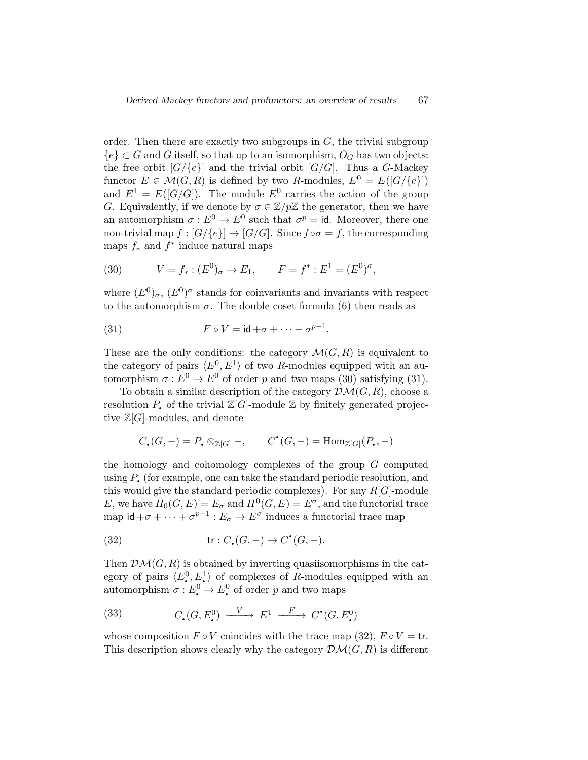order. Then there are exactly two subgroups in $G$, the trivial subgroup $\{e\} \subset G$ and $G$ itself, so that up to an isomorphism, $O_G$ has two objects: the free orbit $[G/\{e\}]$ and the trivial orbit $[G/G]$. Thus a $G$-Mackey functor $E \in \mathcal{M}(G, R)$ is defined by two $R$-modules, $E^0 = E([G/\{e\}])$ and $E^1 = E([G/G])$. The module $E^0$ carries the action of the group $G$. Equivalently, if we denote by $\sigma \in \mathbb{Z}/p\mathbb{Z}$ the generator, then we have an automorphism $\sigma : E^0 \to E^0$ such that $\sigma^p = \mathsf{id}$. Moreover, there one non-trivial map $f : [G/\{e\}] \to [G/G]$. Since $f \circ \sigma = f$, the corresponding maps $f_*$ and $f^*$ induce natural maps

$$
V = f_* : (E^0)_\sigma \to E_1, \qquad F = f^* : E^1 = (E^0)^\sigma, \tag{30}
$$

where $(E^0)_\sigma$, $(E^0)^\sigma$ stands for coinvariants and invariants with respect to the automorphism $\sigma$. The double coset formula (6) then reads as

$$
F \circ V = \mathsf{id} + \sigma + \dots + \sigma^{p-1}. \tag{31}
$$

These are the only conditions: the category $\mathcal{M}(G, R)$ is equivalent to the category of pairs $\langle E^0, E^1 \rangle$ of two $R$-modules equipped with an automorphism $\sigma : E^0 \to E^0$ of order $p$ and two maps (30) satisfying (31).

To obtain a similar description of the category $\mathcal{DM}(G, R)$, choose a resolution $P_\bullet$ of the trivial $\mathbb{Z}[G]$-module $\mathbb{Z}$ by finitely generated projective $\mathbb{Z}[G]$-modules, and denote

$$
C_\bullet(G, -) = P_\bullet \otimes_{\mathbb{Z}[G]} -, \qquad C^\bullet(G, -) = \operatorname{Hom}_{\mathbb{Z}[G]}(P_\bullet, -)
$$

the homology and cohomology complexes of the group $G$ computed using $P_\bullet$ (for example, one can take the standard periodic resolution, and this would give the standard periodic complexes). For any $R[G]$-module $E$, we have $H_0(G, E) = E_\sigma$ and $H^0(G, E) = E^\sigma$, and the functorial trace map $\mathsf{id} + \sigma + \dots + \sigma^{p-1} : E_\sigma \to E^\sigma$ induces a functorial trace map

$$
\mathsf{tr} : C_\bullet(G, -) \to C^\bullet(G, -). \tag{32}
$$

Then $\mathcal{DM}(G, R)$ is obtained by inverting quasiisomorphisms in the category of pairs $\langle E^0_\bullet, E^1_\bullet \rangle$ of complexes of $R$-modules equipped with an automorphism $\sigma : E^0_\bullet \to E^0_\bullet$ of order $p$ and two maps

$$
C_\bullet(G, E^0_\bullet) \xrightarrow{\ V\ } E^1 \xrightarrow{\ F\ } C^\bullet(G, E^0_\bullet) \tag{33}
$$

whose composition $F \circ V$ coincides with the trace map (32), $F \circ V = \mathsf{tr}$. This description shows clearly why the category $\mathcal{DM}(G, R)$ is different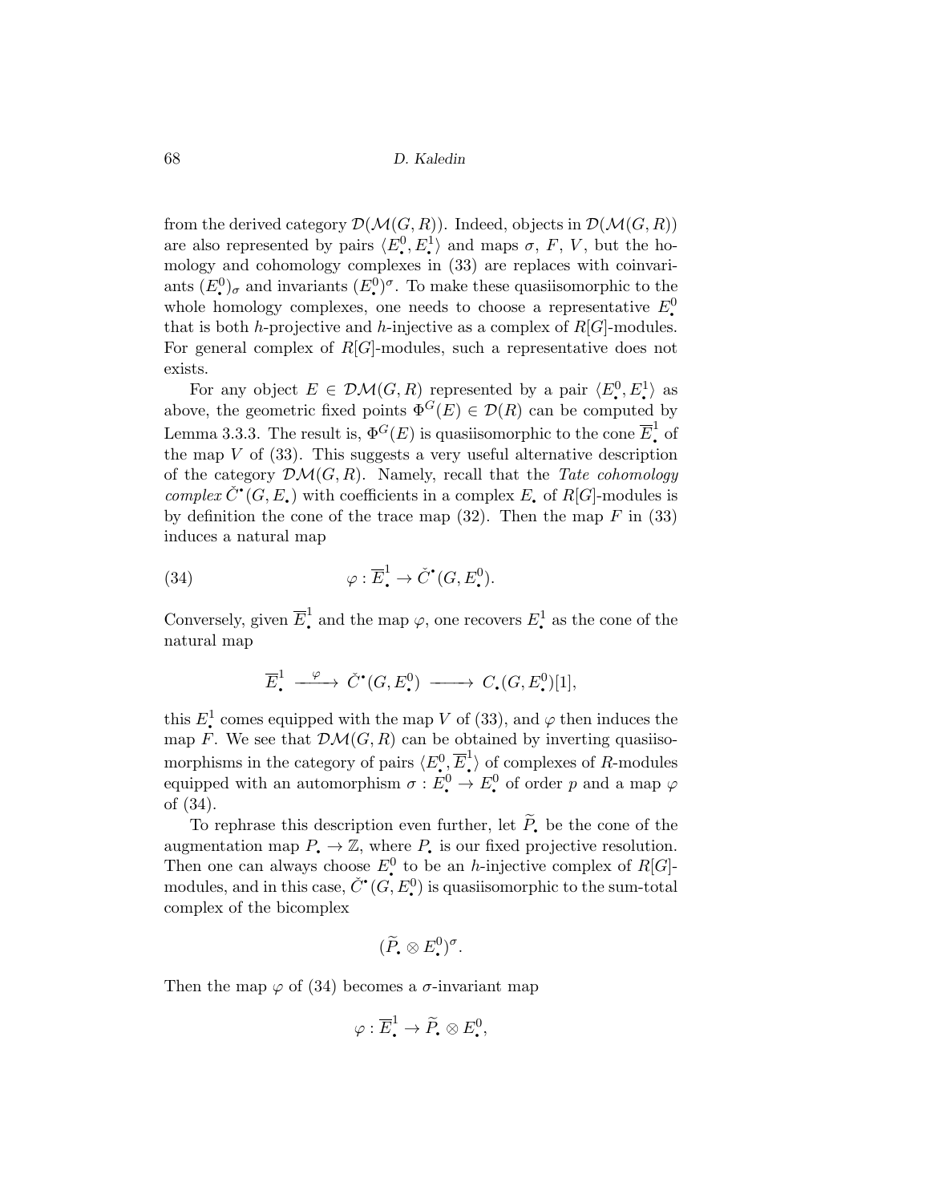from the derived category $\mathcal{D}(\mathcal{M}(G,R))$. Indeed, objects in $\mathcal{D}(\mathcal{M}(G,R))$ are also represented by pairs $\langle E^0_\bullet, E^1_\bullet \rangle$ and maps $\sigma$, $F$, $V$, but the homology and cohomology complexes in (33) are replaces with coinvariants $(E^0_\bullet)_\sigma$ and invariants $(E^0_\bullet)^\sigma$. To make these quasiisomorphic to the whole homology complexes, one needs to choose a representative $E^0_\bullet$ that is both $h$-projective and $h$-injective as a complex of $R[G]$-modules. For general complex of $R[G]$-modules, such a representative does not exists.

For any object $E \in \mathcal{DM}(G,R)$ represented by a pair $\langle E^0_\bullet, E^1_\bullet \rangle$ as above, the geometric fixed points $\Phi^G(E) \in \mathcal{D}(R)$ can be computed by Lemma 3.3.3. The result is, $\Phi^G(E)$ is quasiisomorphic to the cone $\overline{E}^1_\bullet$ of the map $V$ of (33). This suggests a very useful alternative description of the category $\mathcal{DM}(G,R)$. Namely, recall that the *Tate cohomology complex* $\check{C}^\bullet(G, E_\bullet)$ with coefficients in a complex $E_\bullet$ of $R[G]$-modules is by definition the cone of the trace map (32). Then the map $F$ in (33) induces a natural map

$$\varphi : \overline{E}^1_\bullet \to \check{C}^\bullet(G, E^0_\bullet). \tag{34}$$

Conversely, given $\overline{E}^1_\bullet$ and the map $\varphi$, one recovers $E^1_\bullet$ as the cone of the natural map

$$\overline{E}^1_\bullet \xrightarrow{\ \varphi\ } \check{C}^\bullet(G, E^0_\bullet) \longrightarrow C_\bullet(G, E^0_\bullet)[1],$$

this $E^1_\bullet$ comes equipped with the map $V$ of (33), and $\varphi$ then induces the map $F$. We see that $\mathcal{DM}(G,R)$ can be obtained by inverting quasiisomorphisms in the category of pairs $\langle E^0_\bullet, \overline{E}^1_\bullet \rangle$ of complexes of $R$-modules equipped with an automorphism $\sigma : E^0_\bullet \to E^0_\bullet$ of order $p$ and a map $\varphi$ of (34).

To rephrase this description even further, let $\widetilde{P}_\bullet$ be the cone of the augmentation map $P_\bullet \to \mathbb{Z}$, where $P_\bullet$ is our fixed projective resolution. Then one can always choose $E^0_\bullet$ to be an $h$-injective complex of $R[G]$-modules, and in this case, $\check{C}^\bullet(G, E^0_\bullet)$ is quasiisomorphic to the sum-total complex of the bicomplex

$$(\widetilde{P}_\bullet \otimes E^0_\bullet)^\sigma.$$

Then the map $\varphi$ of (34) becomes a $\sigma$-invariant map

$$\varphi : \overline{E}^1_\bullet \to \widetilde{P}_\bullet \otimes E^0_\bullet,$$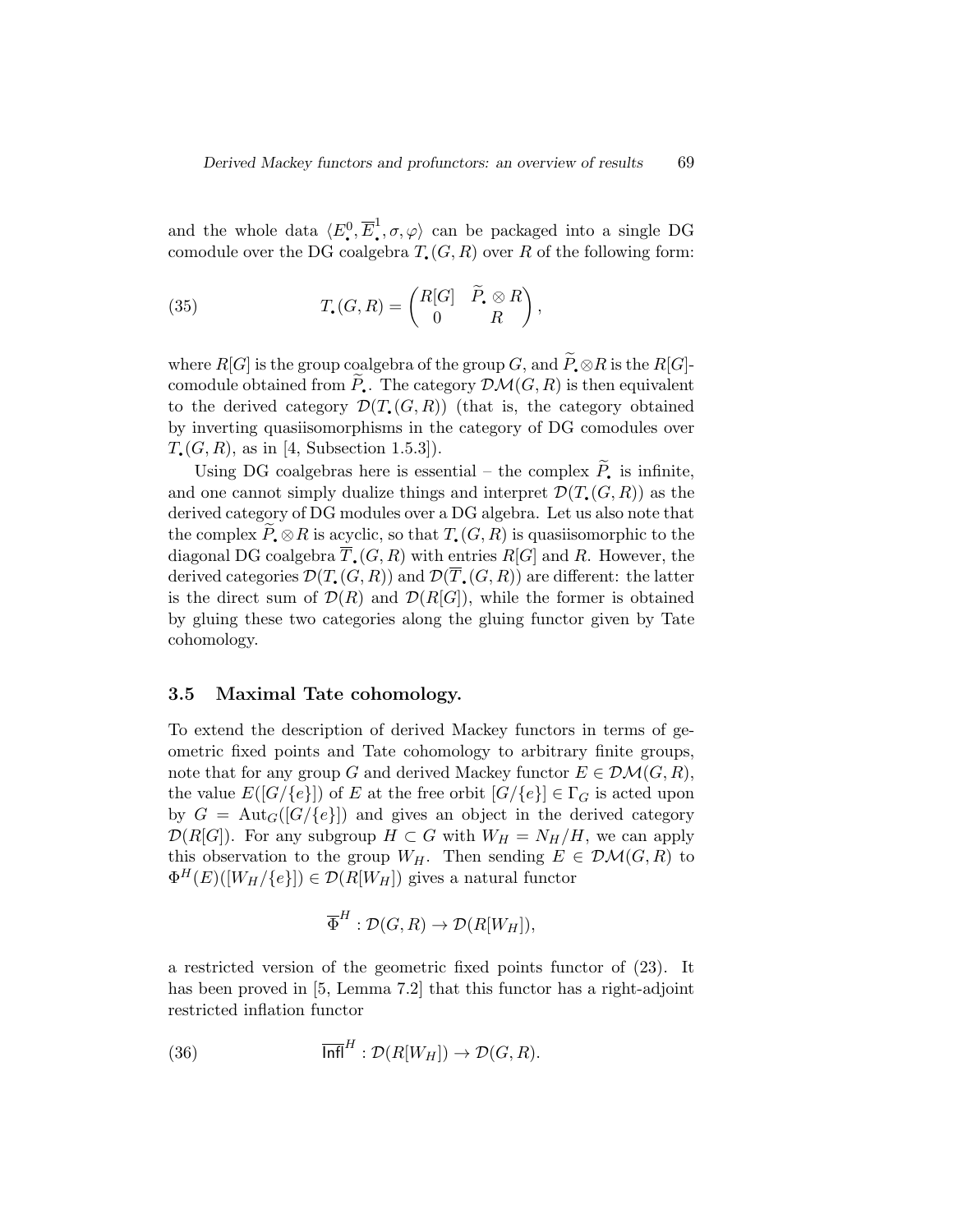and the whole data $\langle E^0_\bullet, \overline{E}^1_\bullet, \sigma, \varphi\rangle$ can be packaged into a single DG comodule over the DG coalgebra $T_\bullet(G,R)$ over $R$ of the following form:

$$T_\bullet(G,R) = \begin{pmatrix} R[G] & \widetilde{P}_\bullet \otimes R \\ 0 & R \end{pmatrix}, \tag{35}$$

where $R[G]$ is the group coalgebra of the group $G$, and $\widetilde{P}_\bullet \otimes R$ is the $R[G]$-comodule obtained from $\widetilde{P}_\bullet$. The category $\mathcal{DM}(G,R)$ is then equivalent to the derived category $\mathcal{D}(T_\bullet(G,R))$ (that is, the category obtained by inverting quasiisomorphisms in the category of DG comodules over $T_\bullet(G,R)$, as in [4, Subsection 1.5.3]).

Using DG coalgebras here is essential – the complex $\widetilde{P}_\bullet$ is infinite, and one cannot simply dualize things and interpret $\mathcal{D}(T_\bullet(G,R))$ as the derived category of DG modules over a DG algebra. Let us also note that the complex $\widetilde{P}_\bullet \otimes R$ is acyclic, so that $T_\bullet(G,R)$ is quasiisomorphic to the diagonal DG coalgebra $\overline{T}_\bullet(G,R)$ with entries $R[G]$ and $R$. However, the derived categories $\mathcal{D}(T_\bullet(G,R))$ and $\mathcal{D}(\overline{T}_\bullet(G,R))$ are different: the latter is the direct sum of $\mathcal{D}(R)$ and $\mathcal{D}(R[G])$, while the former is obtained by gluing these two categories along the gluing functor given by Tate cohomology.

## 3.5 Maximal Tate cohomology.

To extend the description of derived Mackey functors in terms of geometric fixed points and Tate cohomology to arbitrary finite groups, note that for any group $G$ and derived Mackey functor $E \in \mathcal{DM}(G,R)$, the value $E([G/\{e\}])$ of $E$ at the free orbit $[G/\{e\}] \in \Gamma_G$ is acted upon by $G = \mathrm{Aut}_G([G/\{e\}])$ and gives an object in the derived category $\mathcal{D}(R[G])$. For any subgroup $H \subset G$ with $W_H = N_H/H$, we can apply this observation to the group $W_H$. Then sending $E \in \mathcal{DM}(G,R)$ to $\Phi^H(E)([W_H/\{e\}]) \in \mathcal{D}(R[W_H])$ gives a natural functor

$$\overline{\Phi}^H : \mathcal{D}(G,R) \to \mathcal{D}(R[W_H]),$$

a restricted version of the geometric fixed points functor of (23). It has been proved in [5, Lemma 7.2] that this functor has a right-adjoint restricted inflation functor

$$\overline{\mathsf{Infl}}^H : \mathcal{D}(R[W_H]) \to \mathcal{D}(G,R). \tag{36}$$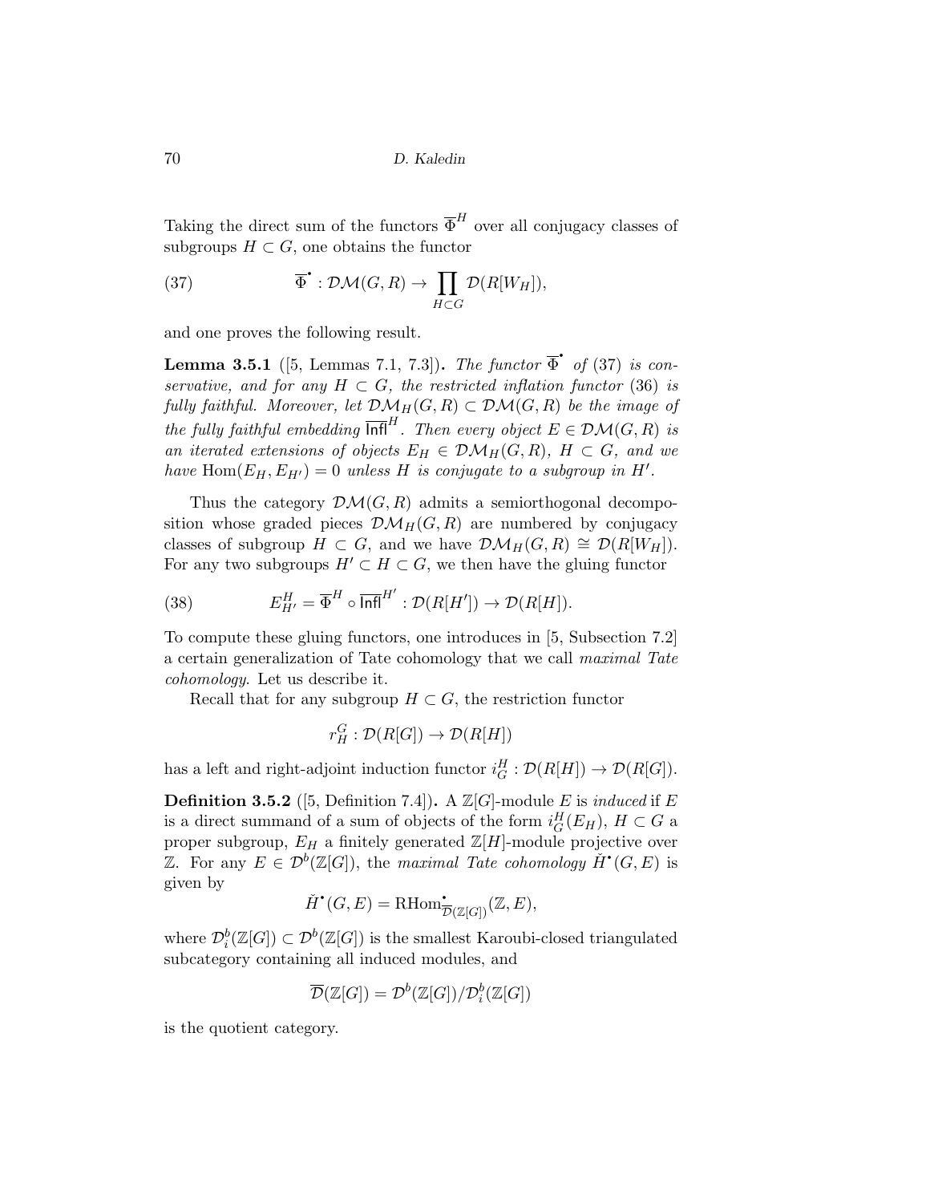Taking the direct sum of the functors $\overline{\Phi}^H$ over all conjugacy classes of subgroups $H \subset G$, one obtains the functor

$$\overline{\Phi}^{\bullet} : \mathcal{DM}(G,R) \to \prod_{H \subset G} \mathcal{D}(R[W_H]), \tag{37}$$

and one proves the following result.

**Lemma 3.5.1** ([5, Lemmas 7.1, 7.3])**.** *The functor $\overline{\Phi}^{\bullet}$ of (37) is conservative, and for any $H \subset G$, the restricted inflation functor (36) is fully faithful. Moreover, let $\mathcal{DM}_H(G,R) \subset \mathcal{DM}(G,R)$ be the image of the fully faithful embedding $\overline{\mathsf{Infl}}^H$. Then every object $E \in \mathcal{DM}(G,R)$ is an iterated extensions of objects $E_H \in \mathcal{DM}_H(G,R)$, $H \subset G$, and we have $\operatorname{Hom}(E_H, E_{H'}) = 0$ unless $H$ is conjugate to a subgroup in $H'$.*

Thus the category $\mathcal{DM}(G,R)$ admits a semiorthogonal decomposition whose graded pieces $\mathcal{DM}_H(G,R)$ are numbered by conjugacy classes of subgroup $H \subset G$, and we have $\mathcal{DM}_H(G,R) \cong \mathcal{D}(R[W_H])$. For any two subgroups $H' \subset H \subset G$, we then have the gluing functor

$$E^H_{H'} = \overline{\Phi}^H \circ \overline{\mathsf{Infl}}^{H'} : \mathcal{D}(R[H']) \to \mathcal{D}(R[H]). \tag{38}$$

To compute these gluing functors, one introduces in [5, Subsection 7.2] a certain generalization of Tate cohomology that we call *maximal Tate cohomology*. Let us describe it.

Recall that for any subgroup $H \subset G$, the restriction functor

$$r^G_H : \mathcal{D}(R[G]) \to \mathcal{D}(R[H])$$

has a left and right-adjoint induction functor $i^H_G : \mathcal{D}(R[H]) \to \mathcal{D}(R[G])$.

**Definition 3.5.2** ([5, Definition 7.4])**.** A $\mathbb{Z}[G]$-module $E$ is *induced* if $E$ is a direct summand of a sum of objects of the form $i^H_G(E_H)$, $H \subset G$ a proper subgroup, $E_H$ a finitely generated $\mathbb{Z}[H]$-module projective over $\mathbb{Z}$. For any $E \in \mathcal{D}^b(\mathbb{Z}[G])$, the *maximal Tate cohomology* $\check{H}^{\bullet}(G,E)$ is given by

$$\check{H}^{\bullet}(G,E) = \operatorname{RHom}^{\bullet}_{\overline{\mathcal{D}}(\mathbb{Z}[G])}(\mathbb{Z}, E),$$

where $\mathcal{D}^b_i(\mathbb{Z}[G]) \subset \mathcal{D}^b(\mathbb{Z}[G])$ is the smallest Karoubi-closed triangulated subcategory containing all induced modules, and

$$\overline{\mathcal{D}}(\mathbb{Z}[G]) = \mathcal{D}^b(\mathbb{Z}[G]) / \mathcal{D}^b_i(\mathbb{Z}[G])$$

is the quotient category.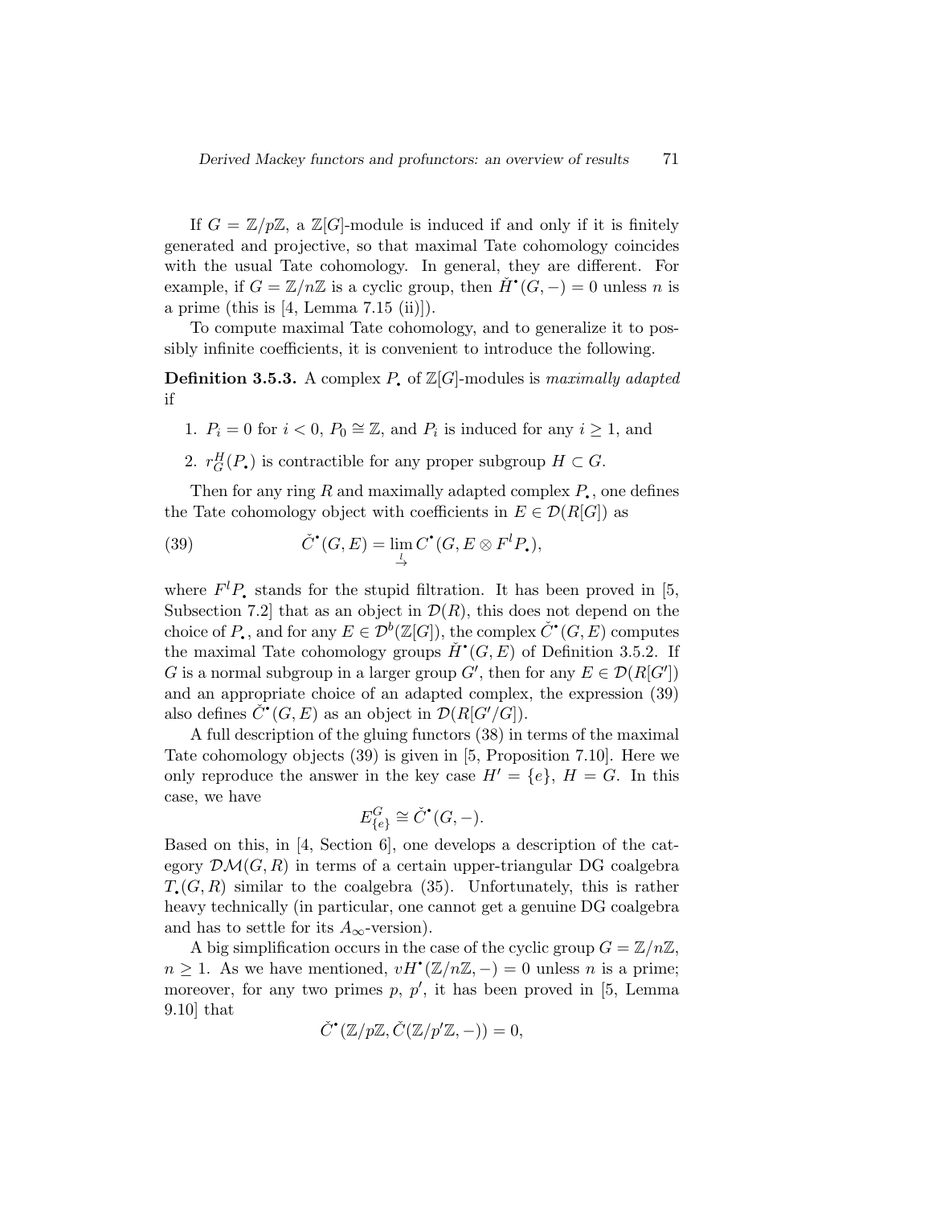If $G = \mathbb{Z}/p\mathbb{Z}$, a $\mathbb{Z}[G]$-module is induced if and only if it is finitely generated and projective, so that maximal Tate cohomology coincides with the usual Tate cohomology. In general, they are different. For example, if $G = \mathbb{Z}/n\mathbb{Z}$ is a cyclic group, then $\check{H}^\bullet(G, -) = 0$ unless $n$ is a prime (this is [4, Lemma 7.15 (ii)]).

To compute maximal Tate cohomology, and to generalize it to possibly infinite coefficients, it is convenient to introduce the following.

**Definition 3.5.3.** A complex $P_\bullet$ of $\mathbb{Z}[G]$-modules is *maximally adapted* if

1. $P_i = 0$ for $i < 0$, $P_0 \cong \mathbb{Z}$, and $P_i$ is induced for any $i \geq 1$, and
2. $r^H_G(P_\bullet)$ is contractible for any proper subgroup $H \subset G$.

Then for any ring $R$ and maximally adapted complex $P_\bullet$, one defines the Tate cohomology object with coefficients in $E \in \mathcal{D}(R[G])$ as

$$\check{C}^\bullet(G, E) = \lim_{\underset{l}{\to}} C^\bullet(G, E \otimes F^l P_\bullet), \tag{39}$$

where $F^l P_\bullet$ stands for the stupid filtration. It has been proved in [5, Subsection 7.2] that as an object in $\mathcal{D}(R)$, this does not depend on the choice of $P_\bullet$, and for any $E \in \mathcal{D}^b(\mathbb{Z}[G])$, the complex $\check{C}^\bullet(G, E)$ computes the maximal Tate cohomology groups $\check{H}^\bullet(G, E)$ of Definition 3.5.2. If $G$ is a normal subgroup in a larger group $G'$, then for any $E \in \mathcal{D}(R[G'])$ and an appropriate choice of an adapted complex, the expression (39) also defines $\check{C}^\bullet(G, E)$ as an object in $\mathcal{D}(R[G'/G])$.

A full description of the gluing functors (38) in terms of the maximal Tate cohomology objects (39) is given in [5, Proposition 7.10]. Here we only reproduce the answer in the key case $H' = \{e\}$, $H = G$. In this case, we have

$$E^G_{\{e\}} \cong \check{C}^\bullet(G, -).$$

Based on this, in [4, Section 6], one develops a description of the category $\mathcal{DM}(G, R)$ in terms of a certain upper-triangular DG coalgebra $T_\bullet(G, R)$ similar to the coalgebra (35). Unfortunately, this is rather heavy technically (in particular, one cannot get a genuine DG coalgebra and has to settle for its $A_\infty$-version).

A big simplification occurs in the case of the cyclic group $G = \mathbb{Z}/n\mathbb{Z}$, $n \geq 1$. As we have mentioned, $vH^\bullet(\mathbb{Z}/n\mathbb{Z}, -) = 0$ unless $n$ is a prime; moreover, for any two primes $p$, $p'$, it has been proved in [5, Lemma 9.10] that

$$\check{C}^\bullet(\mathbb{Z}/p\mathbb{Z}, \check{C}(\mathbb{Z}/p'\mathbb{Z}, -)) = 0,$$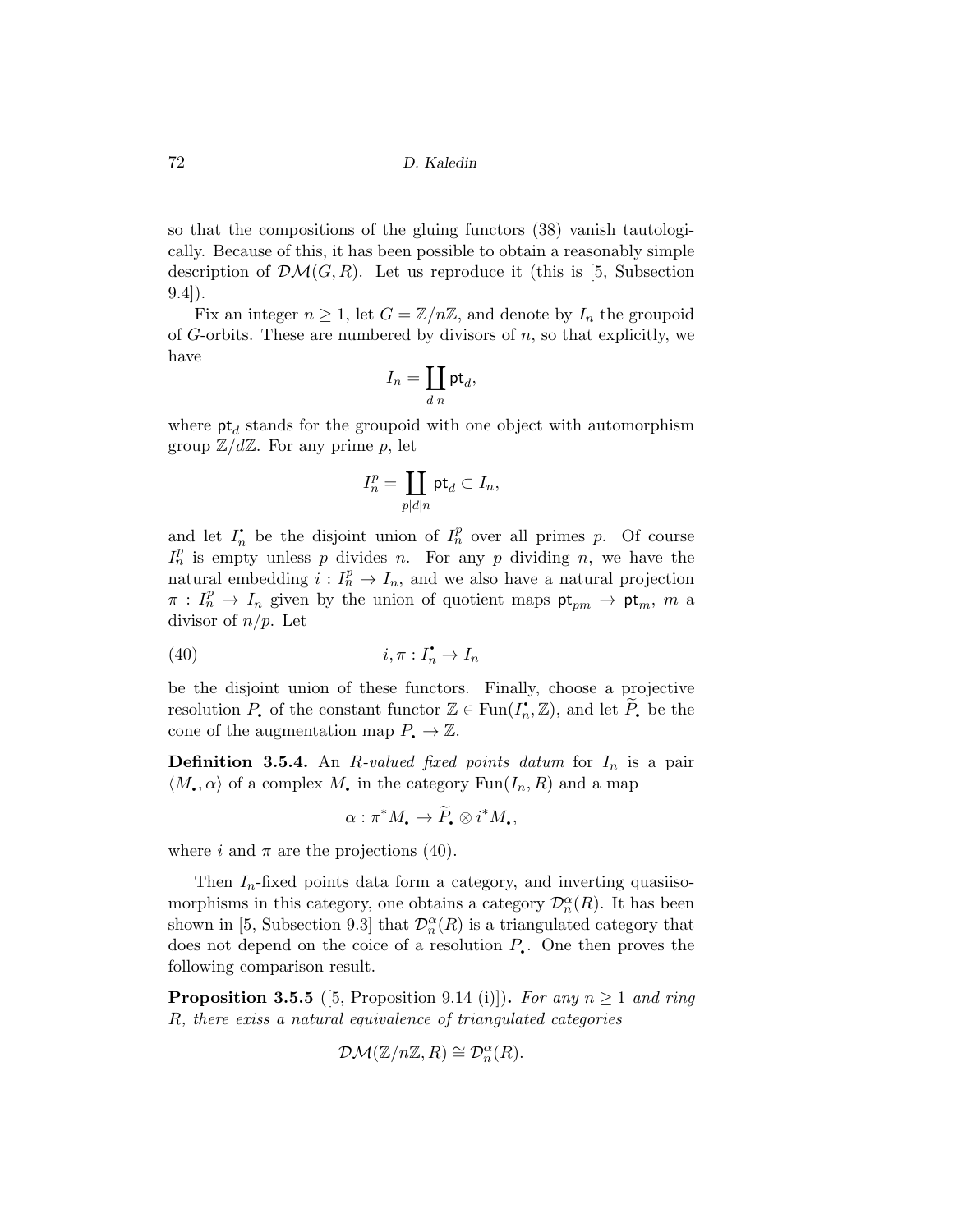so that the compositions of the gluing functors (38) vanish tautologically. Because of this, it has been possible to obtain a reasonably simple description of $\mathcal{DM}(G, R)$. Let us reproduce it (this is [5, Subsection 9.4]).

Fix an integer $n \geq 1$, let $G = \mathbb{Z}/n\mathbb{Z}$, and denote by $I_n$ the groupoid of $G$-orbits. These are numbered by divisors of $n$, so that explicitly, we have

$$I_n = \coprod_{d|n} \mathsf{pt}_d,$$

where $\mathsf{pt}_d$ stands for the groupoid with one object with automorphism group $\mathbb{Z}/d\mathbb{Z}$. For any prime $p$, let

$$I_n^p = \coprod_{p|d|n} \mathsf{pt}_d \subset I_n,$$

and let $I_n^{\bullet}$ be the disjoint union of $I_n^p$ over all primes $p$. Of course $I_n^p$ is empty unless $p$ divides $n$. For any $p$ dividing $n$, we have the natural embedding $i : I_n^p \to I_n$, and we also have a natural projection $\pi : I_n^p \to I_n$ given by the union of quotient maps $\mathsf{pt}_{pm} \to \mathsf{pt}_m$, $m$ a divisor of $n/p$. Let

$$i, \pi : I_n^{\bullet} \to I_n \tag{40}$$

be the disjoint union of these functors. Finally, choose a projective resolution $P_{\bullet}$ of the constant functor $\mathbb{Z} \in \operatorname{Fun}(I_n^{\bullet}, \mathbb{Z})$, and let $\widetilde{P}_{\bullet}$ be the cone of the augmentation map $P_{\bullet} \to \mathbb{Z}$.

**Definition 3.5.4.** An *$R$-valued fixed points datum* for $I_n$ is a pair $\langle M_{\bullet}, \alpha \rangle$ of a complex $M_{\bullet}$ in the category $\operatorname{Fun}(I_n, R)$ and a map

$$\alpha : \pi^* M_{\bullet} \to \widetilde{P}_{\bullet} \otimes i^* M_{\bullet},$$

where $i$ and $\pi$ are the projections (40).

Then $I_n$-fixed points data form a category, and inverting quasiisomorphisms in this category, one obtains a category $\mathcal{D}_n^{\alpha}(R)$. It has been shown in [5, Subsection 9.3] that $\mathcal{D}_n^{\alpha}(R)$ is a triangulated category that does not depend on the coice of a resolution $P_{\bullet}$. One then proves the following comparison result.

**Proposition 3.5.5** ([5, Proposition 9.14 (i)])**.** *For any $n \geq 1$ and ring $R$, there exiss a natural equivalence of triangulated categories*

$$\mathcal{DM}(\mathbb{Z}/n\mathbb{Z}, R) \cong \mathcal{D}_n^{\alpha}(R).$$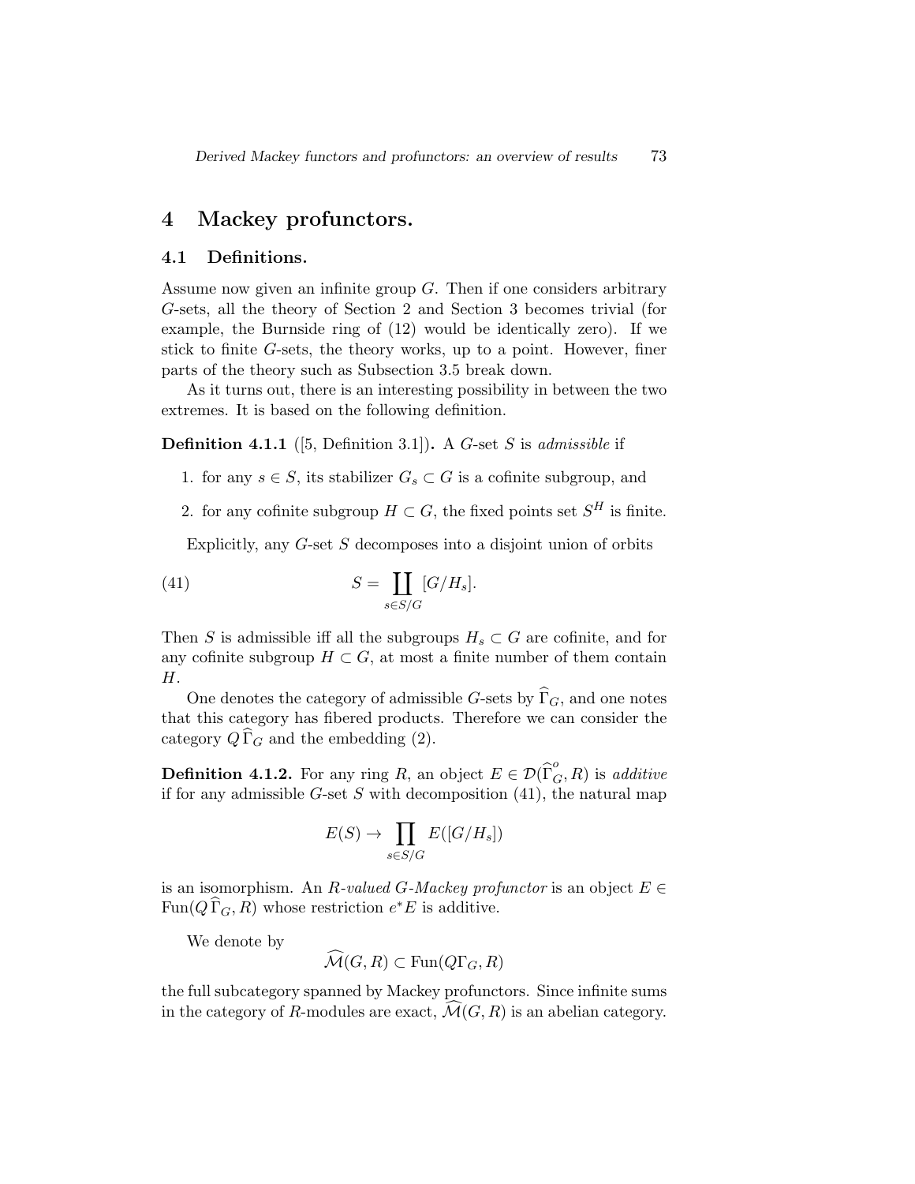# 4 Mackey profunctors.

## 4.1 Definitions.

Assume now given an infinite group $G$. Then if one considers arbitrary $G$-sets, all the theory of Section 2 and Section 3 becomes trivial (for example, the Burnside ring of (12) would be identically zero). If we stick to finite $G$-sets, the theory works, up to a point. However, finer parts of the theory such as Subsection 3.5 break down.

As it turns out, there is an interesting possibility in between the two extremes. It is based on the following definition.

**Definition 4.1.1** ([5, Definition 3.1])**.** A $G$-set $S$ is *admissible* if

1. for any $s \in S$, its stabilizer $G_s \subset G$ is a cofinite subgroup, and
2. for any cofinite subgroup $H \subset G$, the fixed points set $S^H$ is finite.

Explicitly, any $G$-set $S$ decomposes into a disjoint union of orbits

$$S = \coprod_{s \in S/G} [G/H_s]. \tag{41}$$

Then $S$ is admissible iff all the subgroups $H_s \subset G$ are cofinite, and for any cofinite subgroup $H \subset G$, at most a finite number of them contain $H$.

One denotes the category of admissible $G$-sets by $\widehat{\Gamma}_G$, and one notes that this category has fibered products. Therefore we can consider the category $Q\widehat{\Gamma}_G$ and the embedding (2).

**Definition 4.1.2.** For any ring $R$, an object $E \in \mathcal{D}(\widehat{\Gamma}^o_G, R)$ is *additive* if for any admissible $G$-set $S$ with decomposition (41), the natural map

$$E(S) \to \prod_{s \in S/G} E([G/H_s])$$

is an isomorphism. An *$R$-valued $G$-Mackey profunctor* is an object $E \in \operatorname{Fun}(Q\widehat{\Gamma}_G, R)$ whose restriction $e^*E$ is additive.

We denote by

$$\widehat{\mathcal{M}}(G, R) \subset \operatorname{Fun}(Q\Gamma_G, R)$$

the full subcategory spanned by Mackey profunctors. Since infinite sums in the category of $R$-modules are exact, $\widehat{\mathcal{M}}(G, R)$ is an abelian category.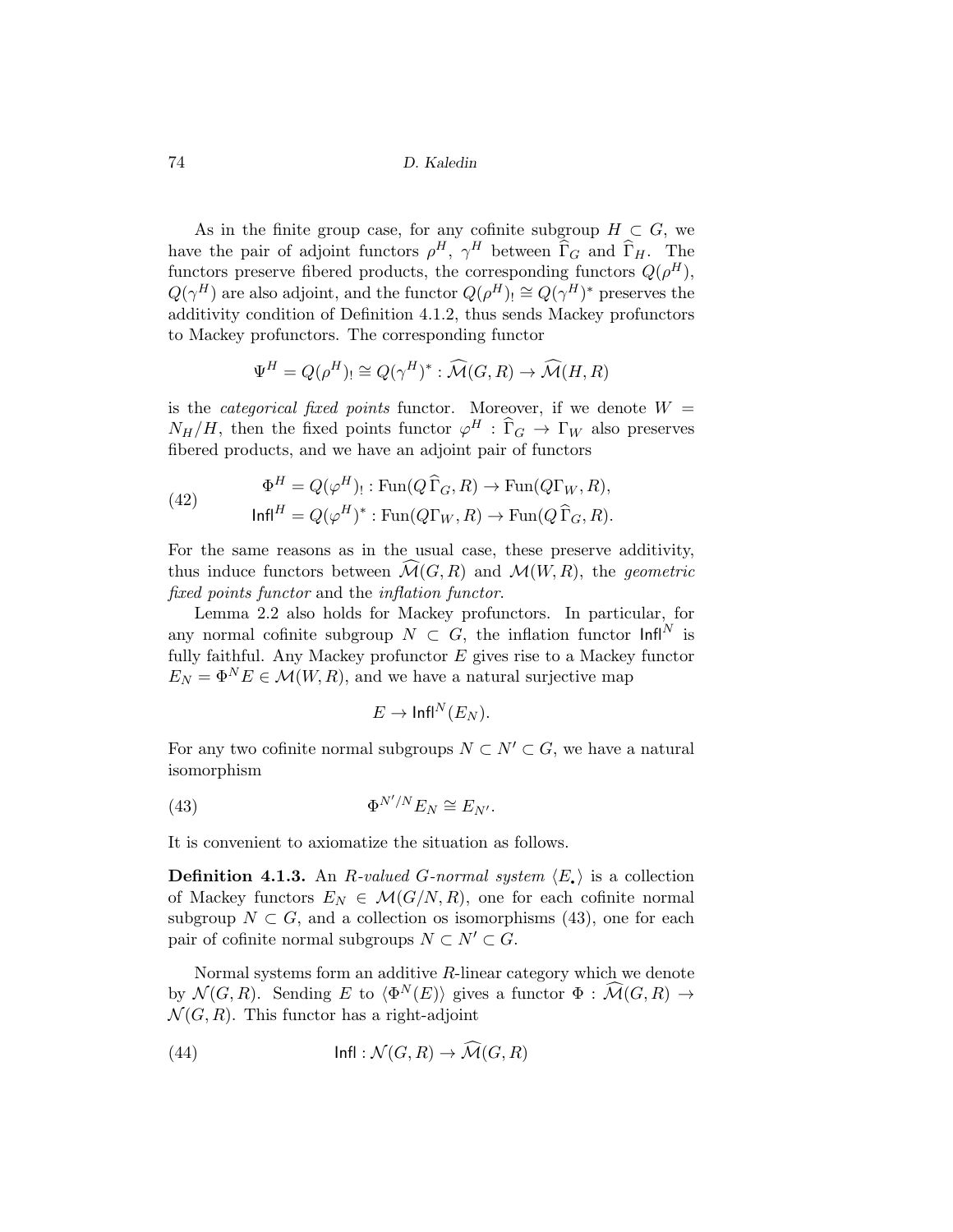As in the finite group case, for any cofinite subgroup $H \subset G$, we have the pair of adjoint functors $\rho^H$, $\gamma^H$ between $\widehat{\Gamma}_G$ and $\widehat{\Gamma}_H$. The functors preserve fibered products, the corresponding functors $Q(\rho^H)$, $Q(\gamma^H)$ are also adjoint, and the functor $Q(\rho^H)_! \cong Q(\gamma^H)^*$ preserves the additivity condition of Definition 4.1.2, thus sends Mackey profunctors to Mackey profunctors. The corresponding functor

$$\Psi^H = Q(\rho^H)_! \cong Q(\gamma^H)^* : \widehat{\mathcal{M}}(G,R) \to \widehat{\mathcal{M}}(H,R)$$

is the *categorical fixed points* functor. Moreover, if we denote $W = N_H/H$, then the fixed points functor $\varphi^H : \widehat{\Gamma}_G \to \Gamma_W$ also preserves fibered products, and we have an adjoint pair of functors

$$\begin{aligned} \Phi^H &= Q(\varphi^H)_! : \operatorname{Fun}(Q\widehat{\Gamma}_G, R) \to \operatorname{Fun}(Q\Gamma_W, R), \\ \mathsf{Infl}^H &= Q(\varphi^H)^* : \operatorname{Fun}(Q\Gamma_W, R) \to \operatorname{Fun}(Q\widehat{\Gamma}_G, R). \end{aligned} \tag{42}$$

For the same reasons as in the usual case, these preserve additivity, thus induce functors between $\widehat{\mathcal{M}}(G,R)$ and $\mathcal{M}(W,R)$, the *geometric fixed points functor* and the *inflation functor*.

Lemma 2.2 also holds for Mackey profunctors. In particular, for any normal cofinite subgroup $N \subset G$, the inflation functor $\mathsf{Infl}^N$ is fully faithful. Any Mackey profunctor $E$ gives rise to a Mackey functor $E_N = \Phi^N E \in \mathcal{M}(W,R)$, and we have a natural surjective map

$$E \to \mathsf{Infl}^N(E_N).$$

For any two cofinite normal subgroups $N \subset N' \subset G$, we have a natural isomorphism

$$\Phi^{N'/N} E_N \cong E_{N'}. \tag{43}$$

It is convenient to axiomatize the situation as follows.

**Definition 4.1.3.** An *$R$-valued $G$-normal system* $\langle E_\bullet \rangle$ is a collection of Mackey functors $E_N \in \mathcal{M}(G/N,R)$, one for each cofinite normal subgroup $N \subset G$, and a collection os isomorphisms (43), one for each pair of cofinite normal subgroups $N \subset N' \subset G$.

Normal systems form an additive $R$-linear category which we denote by $\mathcal{N}(G,R)$. Sending $E$ to $\langle \Phi^N(E) \rangle$ gives a functor $\Phi : \widehat{\mathcal{M}}(G,R) \to \mathcal{N}(G,R)$. This functor has a right-adjoint

$$\mathsf{Infl} : \mathcal{N}(G,R) \to \widehat{\mathcal{M}}(G,R) \tag{44}$$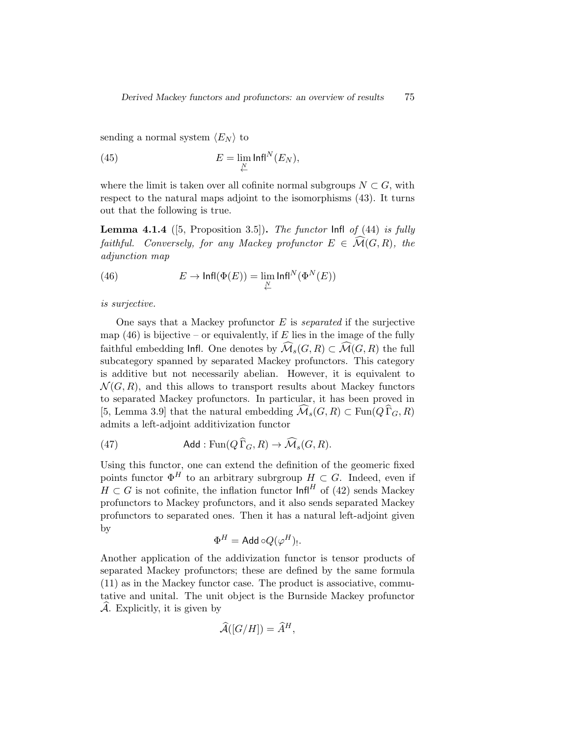sending a normal system $\langle E_N \rangle$ to

$$E = \lim_{\substack{\leftarrow \\ N}} \mathsf{Infl}^N(E_N), \tag{45}$$

where the limit is taken over all cofinite normal subgroups $N \subset G$, with respect to the natural maps adjoint to the isomorphisms (43). It turns out that the following is true.

**Lemma 4.1.4** ([5, Proposition 3.5])**.** *The functor* $\mathsf{Infl}$ *of* (44) *is fully faithful. Conversely, for any Mackey profunctor* $E \in \widehat{\mathcal{M}}(G, R)$*, the adjunction map*

$$E \to \mathsf{Infl}(\Phi(E)) = \lim_{\substack{\leftarrow \\ N}} \mathsf{Infl}^N(\Phi^N(E)) \tag{46}$$

*is surjective.*

One says that a Mackey profunctor $E$ is *separated* if the surjective map (46) is bijective – or equivalently, if $E$ lies in the image of the fully faithful embedding $\mathsf{Infl}$. One denotes by $\widehat{\mathcal{M}}_s(G, R) \subset \widehat{\mathcal{M}}(G, R)$ the full subcategory spanned by separated Mackey profunctors. This category is additive but not necessarily abelian. However, it is equivalent to $\mathcal{N}(G, R)$, and this allows to transport results about Mackey functors to separated Mackey profunctors. In particular, it has been proved in [5, Lemma 3.9] that the natural embedding $\widehat{\mathcal{M}}_s(G, R) \subset \mathrm{Fun}(Q\,\widehat{\Gamma}_G, R)$ admits a left-adjoint additivization functor

$$\mathsf{Add} : \mathrm{Fun}(Q\,\widehat{\Gamma}_G, R) \to \widehat{\mathcal{M}}_s(G, R). \tag{47}$$

Using this functor, one can extend the definition of the geomeric fixed points functor $\Phi^H$ to an arbitrary subrgroup $H \subset G$. Indeed, even if $H \subset G$ is not cofinite, the inflation functor $\mathsf{Infl}^H$ of (42) sends Mackey profunctors to Mackey profunctors, and it also sends separated Mackey profunctors to separated ones. Then it has a natural left-adjoint given by

$$\Phi^H = \mathsf{Add} \circ Q(\varphi^H)_!.$$

Another application of the addivization functor is tensor products of separated Mackey profunctors; these are defined by the same formula (11) as in the Mackey functor case. The product is associative, commutative and unital. The unit object is the Burnside Mackey profunctor $\widehat{\mathcal{A}}$. Explicitly, it is given by

$$\widehat{\mathcal{A}}([G/H]) = \widehat{A}^H,$$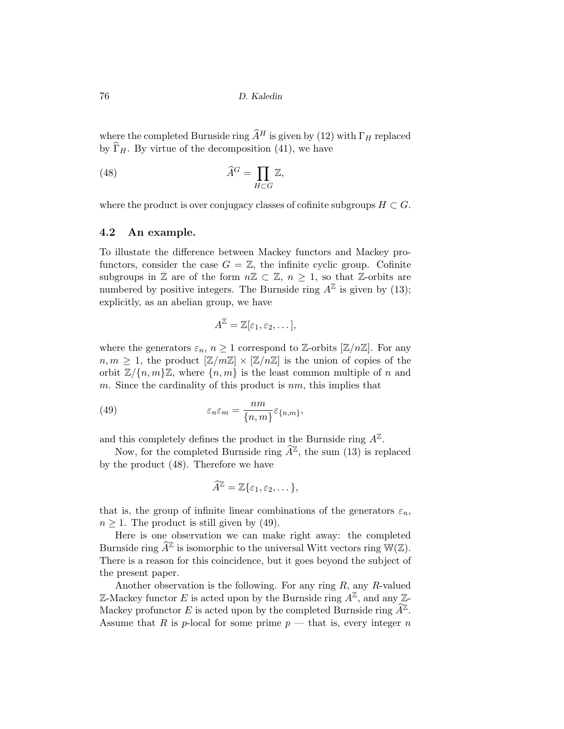where the completed Burnside ring $\widehat{A}^H$ is given by (12) with $\Gamma_H$ replaced by $\widehat{\Gamma}_H$. By virtue of the decomposition (41), we have

$$\widehat{A}^G = \prod_{H \subset G} \mathbb{Z}, \tag{48}$$

where the product is over conjugacy classes of cofinite subgroups $H \subset G$.

### 4.2 An example.

To illustate the difference between Mackey functors and Mackey profunctors, consider the case $G = \mathbb{Z}$, the infinite cyclic group. Cofinite subgroups in $\mathbb{Z}$ are of the form $n\mathbb{Z} \subset \mathbb{Z}$, $n \geq 1$, so that $\mathbb{Z}$-orbits are numbered by positive integers. The Burnside ring $A^{\mathbb{Z}}$ is given by (13); explicitly, as an abelian group, we have

$$A^{\mathbb{Z}} = \mathbb{Z}[\varepsilon_1, \varepsilon_2, \dots],$$

where the generators $\varepsilon_n$, $n \geq 1$ correspond to $\mathbb{Z}$-orbits $[\mathbb{Z}/n\mathbb{Z}]$. For any $n, m \geq 1$, the product $[\mathbb{Z}/m\mathbb{Z}] \times [\mathbb{Z}/n\mathbb{Z}]$ is the union of copies of the orbit $\mathbb{Z}/\{n,m\}\mathbb{Z}$, where $\{n,m\}$ is the least common multiple of $n$ and $m$. Since the cardinality of this product is $nm$, this implies that

$$\varepsilon_n \varepsilon_m = \frac{nm}{\{n,m\}} \varepsilon_{\{n,m\}}, \tag{49}$$

and this completely defines the product in the Burnside ring $A^{\mathbb{Z}}$.

Now, for the completed Burnside ring $\widehat{A}^{\mathbb{Z}}$, the sum (13) is replaced by the product (48). Therefore we have

$$\widehat{A}^{\mathbb{Z}} = \mathbb{Z}\{\varepsilon_1, \varepsilon_2, \dots\},$$

that is, the group of infinite linear combinations of the generators $\varepsilon_n$, $n \geq 1$. The product is still given by (49).

Here is one observation we can make right away: the completed Burnside ring $\widehat{A}^{\mathbb{Z}}$ is isomorphic to the universal Witt vectors ring $\mathbb{W}(\mathbb{Z})$. There is a reason for this coincidence, but it goes beyond the subject of the present paper.

Another observation is the following. For any ring $R$, any $R$-valued $\mathbb{Z}$-Mackey functor $E$ is acted upon by the Burnside ring $A^{\mathbb{Z}}$, and any $\mathbb{Z}$-Mackey profunctor $E$ is acted upon by the completed Burnside ring $\widehat{A}^{\mathbb{Z}}$. Assume that $R$ is $p$-local for some prime $p$ — that is, every integer $n$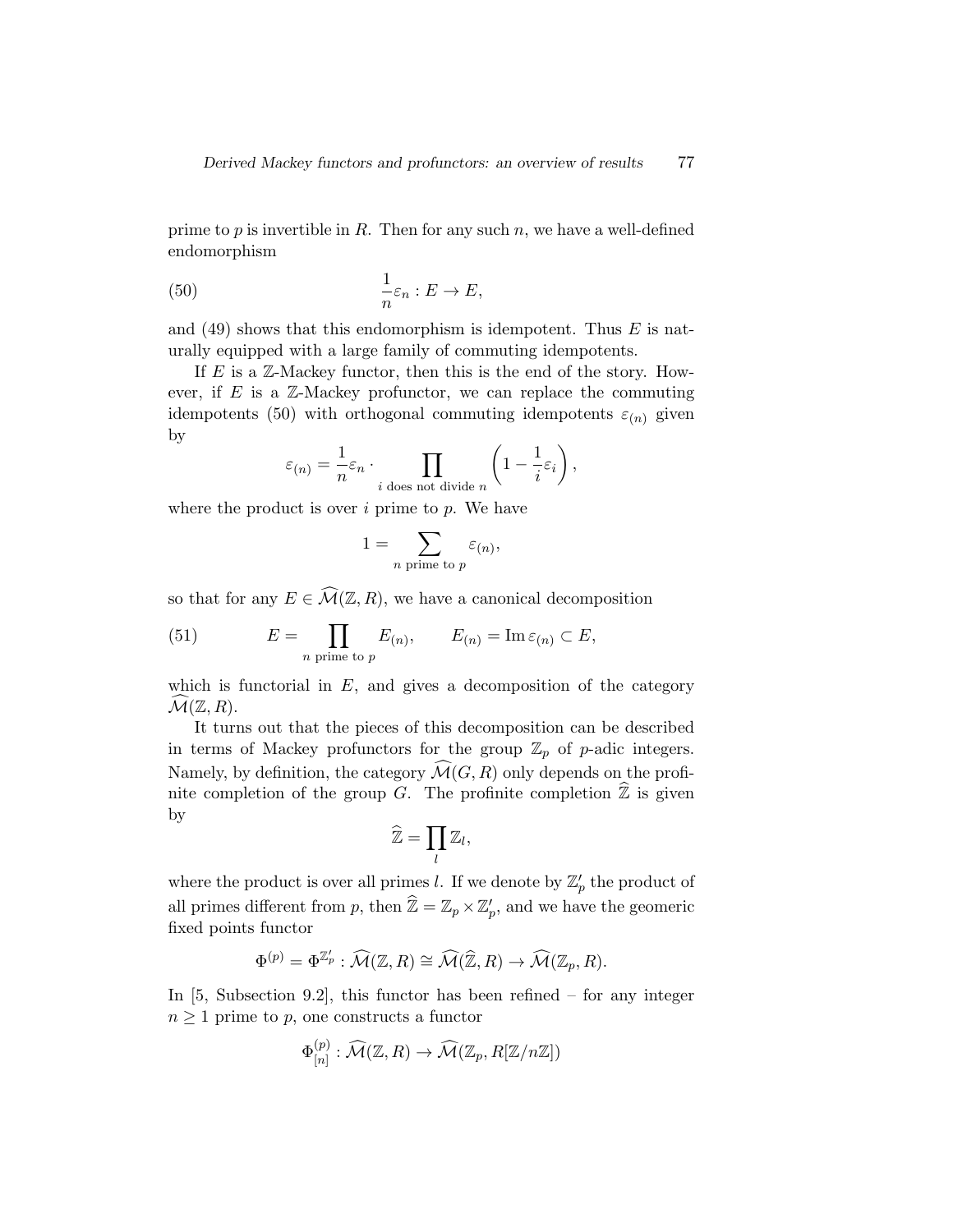prime to $p$ is invertible in $R$. Then for any such $n$, we have a well-defined endomorphism

$$\frac{1}{n}\varepsilon_n : E \to E, \tag{50}$$

and (49) shows that this endomorphism is idempotent. Thus $E$ is naturally equipped with a large family of commuting idempotents.

If $E$ is a $\mathbb{Z}$-Mackey functor, then this is the end of the story. However, if $E$ is a $\mathbb{Z}$-Mackey profunctor, we can replace the commuting idempotents (50) with orthogonal commuting idempotents $\varepsilon_{(n)}$ given by

$$\varepsilon_{(n)} = \frac{1}{n}\varepsilon_n \cdot \prod_{i \text{ does not divide } n} \left(1 - \frac{1}{i}\varepsilon_i\right),$$

where the product is over $i$ prime to $p$. We have

$$1 = \sum_{n \text{ prime to } p} \varepsilon_{(n)},$$

so that for any $E \in \widehat{\mathcal{M}}(\mathbb{Z}, R)$, we have a canonical decomposition

$$E = \prod_{n \text{ prime to } p} E_{(n)}, \qquad E_{(n)} = \operatorname{Im} \varepsilon_{(n)} \subset E, \tag{51}$$

which is functorial in $E$, and gives a decomposition of the category $\widehat{\mathcal{M}}(\mathbb{Z}, R)$.

It turns out that the pieces of this decomposition can be described in terms of Mackey profunctors for the group $\mathbb{Z}_p$ of $p$-adic integers. Namely, by definition, the category $\widehat{\mathcal{M}}(G, R)$ only depends on the profinite completion of the group $G$. The profinite completion $\widehat{\mathbb{Z}}$ is given by

$$\widehat{\mathbb{Z}} = \prod_l \mathbb{Z}_l,$$

where the product is over all primes $l$. If we denote by $\mathbb{Z}'_p$ the product of all primes different from $p$, then $\widehat{\mathbb{Z}} = \mathbb{Z}_p \times \mathbb{Z}'_p$, and we have the geomeric fixed points functor

$$\Phi^{(p)} = \Phi^{\mathbb{Z}'_p} : \widehat{\mathcal{M}}(\mathbb{Z}, R) \cong \widehat{\mathcal{M}}(\widehat{\mathbb{Z}}, R) \to \widehat{\mathcal{M}}(\mathbb{Z}_p, R).$$

In [5, Subsection 9.2], this functor has been refined – for any integer $n \geq 1$ prime to $p$, one constructs a functor

$$\Phi^{(p)}_{[n]} : \widehat{\mathcal{M}}(\mathbb{Z}, R) \to \widehat{\mathcal{M}}(\mathbb{Z}_p, R[\mathbb{Z}/n\mathbb{Z}])$$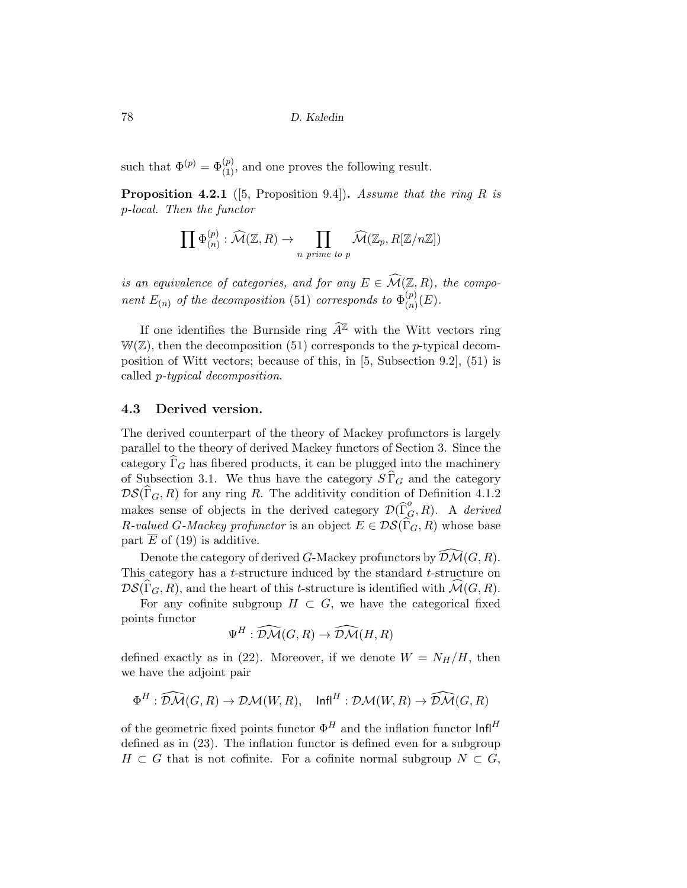such that $\Phi^{(p)} = \Phi^{(p)}_{(1)}$, and one proves the following result.

**Proposition 4.2.1** ([5, Proposition 9.4])**.** *Assume that the ring $R$ is $p$-local. Then the functor*

$$\prod \Phi^{(p)}_{(n)} : \widehat{\mathcal{M}}(\mathbb{Z}, R) \to \prod_{n \text{ prime to } p} \widehat{\mathcal{M}}(\mathbb{Z}_p, R[\mathbb{Z}/n\mathbb{Z}])$$

*is an equivalence of categories, and for any $E \in \widehat{\mathcal{M}}(\mathbb{Z}, R)$, the component $E_{(n)}$ of the decomposition* (51) *corresponds to $\Phi^{(p)}_{(n)}(E)$.*

If one identifies the Burnside ring $\widehat{A}^{\mathbb{Z}}$ with the Witt vectors ring $\mathbb{W}(\mathbb{Z})$, then the decomposition (51) corresponds to the $p$-typical decomposition of Witt vectors; because of this, in [5, Subsection 9.2], (51) is called *$p$-typical decomposition*.

### 4.3 Derived version.

The derived counterpart of the theory of Mackey profunctors is largely parallel to the theory of derived Mackey functors of Section 3. Since the category $\widehat{\Gamma}_G$ has fibered products, it can be plugged into the machinery of Subsection 3.1. We thus have the category $S\widehat{\Gamma}_G$ and the category $\mathcal{DS}(\widehat{\Gamma}_G, R)$ for any ring $R$. The additivity condition of Definition 4.1.2 makes sense of objects in the derived category $\mathcal{D}(\widehat{\Gamma}^o_G, R)$. A *derived $R$-valued $G$-Mackey profunctor* is an object $E \in \mathcal{DS}(\widehat{\Gamma}_G, R)$ whose base part $\overline{E}$ of (19) is additive.

Denote the category of derived $G$-Mackey profunctors by $\widehat{\mathcal{DM}}(G, R)$. This category has a $t$-structure induced by the standard $t$-structure on $\mathcal{DS}(\widehat{\Gamma}_G, R)$, and the heart of this $t$-structure is identified with $\widehat{\mathcal{M}}(G, R)$.

For any cofinite subgroup $H \subset G$, we have the categorical fixed points functor

$$\Psi^H : \widehat{\mathcal{DM}}(G, R) \to \widehat{\mathcal{DM}}(H, R)$$

defined exactly as in (22). Moreover, if we denote $W = N_H/H$, then we have the adjoint pair

$$\Phi^H : \widehat{\mathcal{DM}}(G, R) \to \mathcal{DM}(W, R), \quad \mathsf{Infl}^H : \mathcal{DM}(W, R) \to \widehat{\mathcal{DM}}(G, R)$$

of the geometric fixed points functor $\Phi^H$ and the inflation functor $\mathsf{Infl}^H$ defined as in (23). The inflation functor is defined even for a subgroup $H \subset G$ that is not cofinite. For a cofinite normal subgroup $N \subset G$,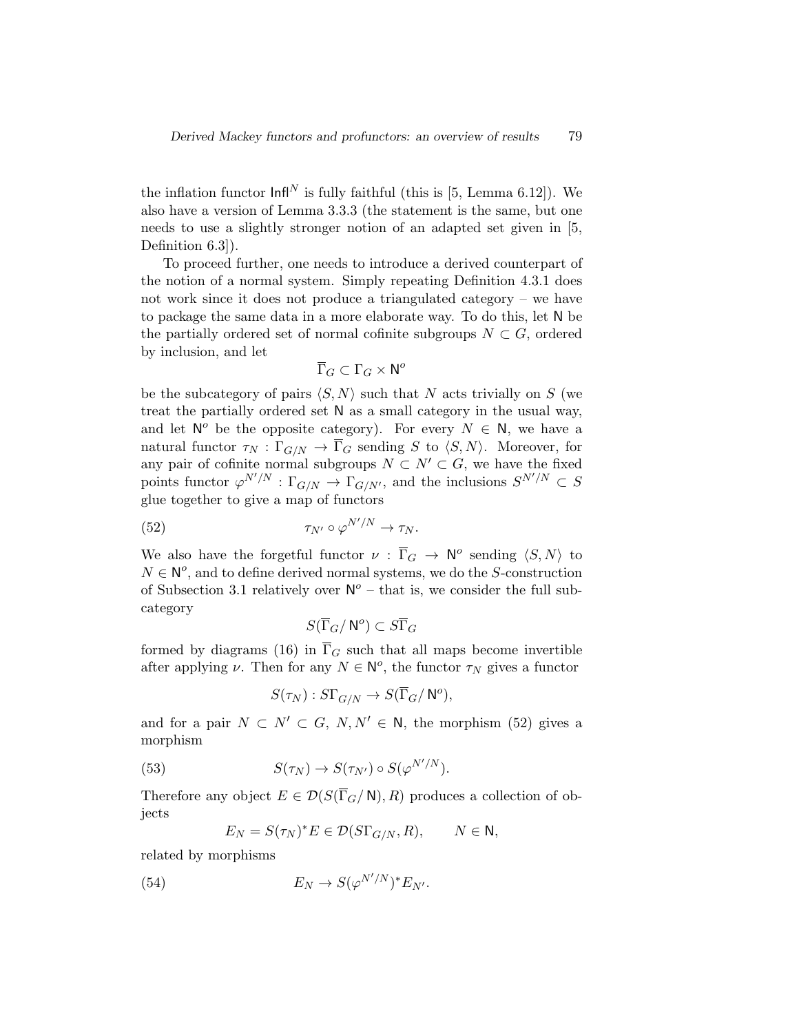the inflation functor $\mathsf{Infl}^N$ is fully faithful (this is [5, Lemma 6.12]). We also have a version of Lemma 3.3.3 (the statement is the same, but one needs to use a slightly stronger notion of an adapted set given in [5, Definition 6.3]).

To proceed further, one needs to introduce a derived counterpart of the notion of a normal system. Simply repeating Definition 4.3.1 does not work since it does not produce a triangulated category – we have to package the same data in a more elaborate way. To do this, let $\mathsf{N}$ be the partially ordered set of normal cofinite subgroups $N \subset G$, ordered by inclusion, and let

$$\overline{\Gamma}_G \subset \Gamma_G \times \mathsf{N}^o$$

be the subcategory of pairs $\langle S, N\rangle$ such that $N$ acts trivially on $S$ (we treat the partially ordered set $\mathsf{N}$ as a small category in the usual way, and let $\mathsf{N}^o$ be the opposite category). For every $N \in \mathsf{N}$, we have a natural functor $\tau_N : \Gamma_{G/N} \to \overline{\Gamma}_G$ sending $S$ to $\langle S, N\rangle$. Moreover, for any pair of cofinite normal subgroups $N \subset N' \subset G$, we have the fixed points functor $\varphi^{N'/N} : \Gamma_{G/N} \to \Gamma_{G/N'}$, and the inclusions $S^{N'/N} \subset S$ glue together to give a map of functors

$$\tau_{N'} \circ \varphi^{N'/N} \to \tau_N. \tag{52}$$

We also have the forgetful functor $\nu : \overline{\Gamma}_G \to \mathsf{N}^o$ sending $\langle S, N\rangle$ to $N \in \mathsf{N}^o$, and to define derived normal systems, we do the $S$-construction of Subsection 3.1 relatively over $\mathsf{N}^o$ – that is, we consider the full subcategory

$$S(\overline{\Gamma}_G/\,\mathsf{N}^o) \subset S\overline{\Gamma}_G$$

formed by diagrams (16) in $\overline{\Gamma}_G$ such that all maps become invertible after applying $\nu$. Then for any $N \in \mathsf{N}^o$, the functor $\tau_N$ gives a functor

$$S(\tau_N) : S\Gamma_{G/N} \to S(\overline{\Gamma}_G/\,\mathsf{N}^o),$$

and for a pair $N \subset N' \subset G$, $N, N' \in \mathsf{N}$, the morphism (52) gives a morphism

$$S(\tau_N) \to S(\tau_{N'}) \circ S(\varphi^{N'/N}). \tag{53}$$

Therefore any object $E \in \mathcal{D}(S(\overline{\Gamma}_G/\,\mathsf{N}), R)$ produces a collection of objects

$$E_N = S(\tau_N)^* E \in \mathcal{D}(S\Gamma_{G/N}, R), \qquad N \in \mathsf{N},$$

related by morphisms

$$E_N \to S(\varphi^{N'/N})^* E_{N'}. \tag{54}$$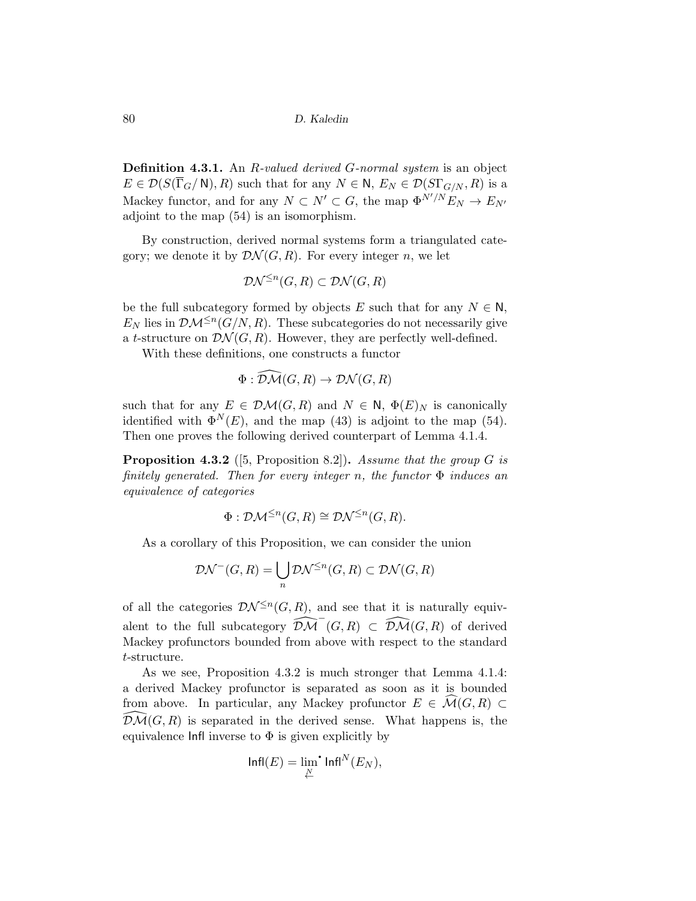**Definition 4.3.1.** An *R-valued derived G-normal system* is an object $E \in \mathcal{D}(S(\overline{\Gamma}_G/\mathsf{N}), R)$ such that for any $N \in \mathsf{N}$, $E_N \in \mathcal{D}(S\Gamma_{G/N}, R)$ is a Mackey functor, and for any $N \subset N' \subset G$, the map $\Phi^{N'/N} E_N \to E_{N'}$ adjoint to the map (54) is an isomorphism.

By construction, derived normal systems form a triangulated category; we denote it by $\mathcal{DN}(G, R)$. For every integer $n$, we let

$$\mathcal{DN}^{\leq n}(G, R) \subset \mathcal{DN}(G, R)$$

be the full subcategory formed by objects $E$ such that for any $N \in \mathsf{N}$, $E_N$ lies in $\mathcal{DM}^{\leq n}(G/N, R)$. These subcategories do not necessarily give a $t$-structure on $\mathcal{DN}(G, R)$. However, they are perfectly well-defined.

With these definitions, one constructs a functor

$$\Phi : \widehat{\mathcal{DM}}(G, R) \to \mathcal{DN}(G, R)$$

such that for any $E \in \mathcal{DM}(G, R)$ and $N \in \mathsf{N}$, $\Phi(E)_N$ is canonically identified with $\Phi^N(E)$, and the map (43) is adjoint to the map (54). Then one proves the following derived counterpart of Lemma 4.1.4.

**Proposition 4.3.2** ([5, Proposition 8.2])**.** *Assume that the group $G$ is finitely generated. Then for every integer $n$, the functor $\Phi$ induces an equivalence of categories*

$$\Phi : \mathcal{DM}^{\leq n}(G, R) \cong \mathcal{DN}^{\leq n}(G, R).$$

As a corollary of this Proposition, we can consider the union

$$\mathcal{DN}^{-}(G, R) = \bigcup_n \mathcal{DN}^{\leq n}(G, R) \subset \mathcal{DN}(G, R)$$

of all the categories $\mathcal{DN}^{\leq n}(G, R)$, and see that it is naturally equivalent to the full subcategory $\widehat{\mathcal{DM}}^{-}(G, R) \subset \widehat{\mathcal{DM}}(G, R)$ of derived Mackey profunctors bounded from above with respect to the standard $t$-structure.

As we see, Proposition 4.3.2 is much stronger that Lemma 4.1.4: a derived Mackey profunctor is separated as soon as it is bounded from above. In particular, any Mackey profunctor $E \in \widehat{\mathcal{M}}(G, R) \subset \widehat{\mathcal{DM}}(G, R)$ is separated in the derived sense. What happens is, the equivalence $\mathsf{Infl}$ inverse to $\Phi$ is given explicitly by

$$\mathsf{Infl}(E) = \lim_{\substack{\longleftarrow \\ N}}{}^{\bullet} \mathsf{Infl}^N(E_N),$$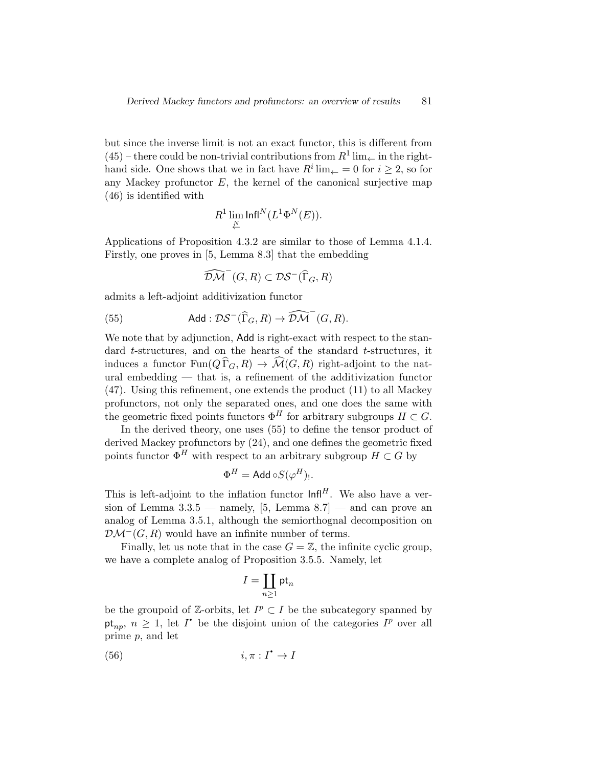but since the inverse limit is not an exact functor, this is different from (45) – there could be non-trivial contributions from $R^1 \lim_{\leftarrow}$ in the right-hand side. One shows that we in fact have $R^i \lim_{\leftarrow} = 0$ for $i \geq 2$, so for any Mackey profunctor $E$, the kernel of the canonical surjective map (46) is identified with

$$R^1 \lim_{\stackrel{\leftarrow}{N}} \mathsf{Infl}^N(L^1\Phi^N(E)).$$

Applications of Proposition 4.3.2 are similar to those of Lemma 4.1.4. Firstly, one proves in [5, Lemma 8.3] that the embedding

$$\widehat{\mathcal{DM}}^-(G, R) \subset \mathcal{DS}^-(\widehat{\Gamma}_G, R)$$

admits a left-adjoint additivization functor

$$\mathsf{Add} : \mathcal{DS}^-(\widehat{\Gamma}_G, R) \to \widehat{\mathcal{DM}}^-(G, R). \tag{55}$$

We note that by adjunction, $\mathsf{Add}$ is right-exact with respect to the standard $t$-structures, and on the hearts of the standard $t$-structures, it induces a functor $\operatorname{Fun}(Q\widehat{\Gamma}_G, R) \to \widehat{\mathcal{M}}(G, R)$ right-adjoint to the natural embedding — that is, a refinement of the additivization functor (47). Using this refinement, one extends the product (11) to all Mackey profunctors, not only the separated ones, and one does the same with the geometric fixed points functors $\Phi^H$ for arbitrary subgroups $H \subset G$.

In the derived theory, one uses (55) to define the tensor product of derived Mackey profunctors by (24), and one defines the geometric fixed points functor $\Phi^H$ with respect to an arbitrary subgroup $H \subset G$ by

$$\Phi^H = \mathsf{Add} \circ S(\varphi^H)_!.$$

This is left-adjoint to the inflation functor $\mathsf{Infl}^H$. We also have a version of Lemma 3.3.5 — namely, [5, Lemma 8.7] — and can prove an analog of Lemma 3.5.1, although the semiorthognal decomposition on $\mathcal{DM}^-(G, R)$ would have an infinite number of terms.

Finally, let us note that in the case $G = \mathbb{Z}$, the infinite cyclic group, we have a complete analog of Proposition 3.5.5. Namely, let

$$I = \coprod_{n \geq 1} \mathsf{pt}_n$$

be the groupoid of $\mathbb{Z}$-orbits, let $I^p \subset I$ be the subcategory spanned by $\mathsf{pt}_{np}$, $n \geq 1$, let $I^\bullet$ be the disjoint union of the categories $I^p$ over all prime $p$, and let

$$i, \pi : I^\bullet \to I \tag{56}$$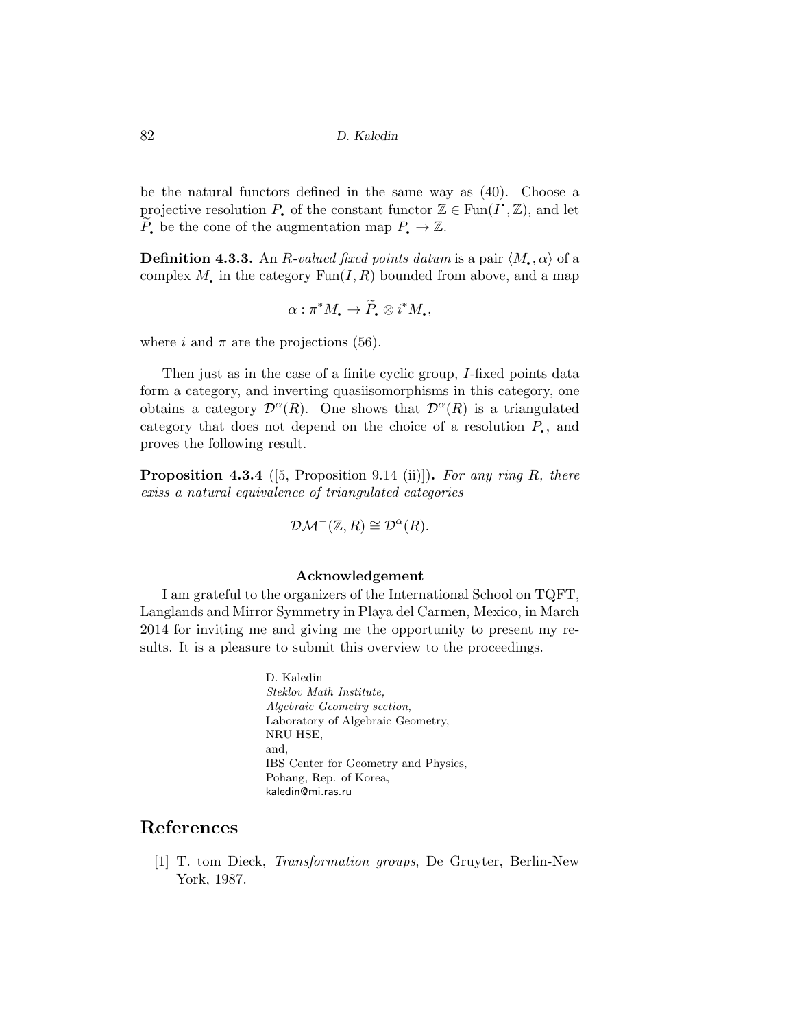be the natural functors defined in the same way as (40). Choose a projective resolution $P_\bullet$ of the constant functor $\mathbb{Z} \in \operatorname{Fun}(I^\bullet, \mathbb{Z})$, and let $\widetilde{P}_\bullet$ be the cone of the augmentation map $P_\bullet \to \mathbb{Z}$.

**Definition 4.3.3.** An *R-valued fixed points datum* is a pair $\langle M_\bullet, \alpha \rangle$ of a complex $M_\bullet$ in the category $\operatorname{Fun}(I, R)$ bounded from above, and a map

$$\alpha : \pi^* M_\bullet \to \widetilde{P}_\bullet \otimes i^* M_\bullet,$$

where $i$ and $\pi$ are the projections (56).

Then just as in the case of a finite cyclic group, $I$-fixed points data form a category, and inverting quasiisomorphisms in this category, one obtains a category $\mathcal{D}^\alpha(R)$. One shows that $\mathcal{D}^\alpha(R)$ is a triangulated category that does not depend on the choice of a resolution $P_\bullet$, and proves the following result.

**Proposition 4.3.4** ([5, Proposition 9.14 (ii)])**.** *For any ring $R$, there exiss a natural equivalence of triangulated categories*

$$\mathcal{DM}^-(\mathbb{Z}, R) \cong \mathcal{D}^\alpha(R).$$

### Acknowledgement

I am grateful to the organizers of the International School on TQFT, Langlands and Mirror Symmetry in Playa del Carmen, Mexico, in March 2014 for inviting me and giving me the opportunity to present my results. It is a pleasure to submit this overview to the proceedings.

D. Kaledin
*Steklov Math Institute,*
*Algebraic Geometry section*,
Laboratory of Algebraic Geometry,
NRU HSE,
and,
IBS Center for Geometry and Physics,
Pohang, Rep. of Korea,
kaledin@mi.ras.ru

## References

[1] T. tom Dieck, *Transformation groups*, De Gruyter, Berlin-New York, 1987.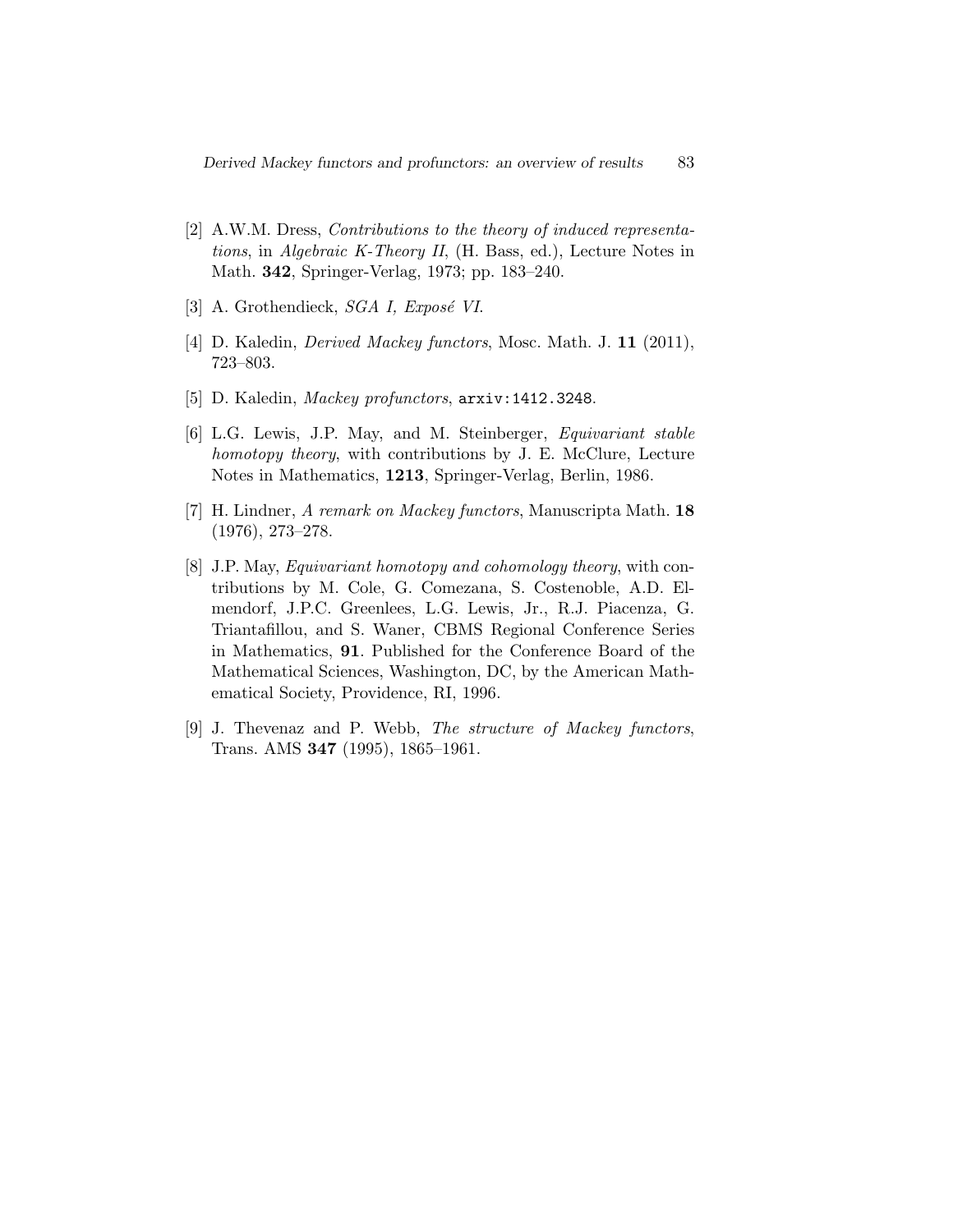[2] A.W.M. Dress, *Contributions to the theory of induced representations*, in *Algebraic K-Theory II*, (H. Bass, ed.), Lecture Notes in Math. **342**, Springer-Verlag, 1973; pp. 183–240.

[3] A. Grothendieck, *SGA I, Exposé VI*.

[4] D. Kaledin, *Derived Mackey functors*, Mosc. Math. J. **11** (2011), 723–803.

[5] D. Kaledin, *Mackey profunctors*, `arxiv:1412.3248`.

[6] L.G. Lewis, J.P. May, and M. Steinberger, *Equivariant stable homotopy theory*, with contributions by J. E. McClure, Lecture Notes in Mathematics, **1213**, Springer-Verlag, Berlin, 1986.

[7] H. Lindner, *A remark on Mackey functors*, Manuscripta Math. **18** (1976), 273–278.

[8] J.P. May, *Equivariant homotopy and cohomology theory*, with contributions by M. Cole, G. Comezana, S. Costenoble, A.D. Elmendorf, J.P.C. Greenlees, L.G. Lewis, Jr., R.J. Piacenza, G. Triantafillou, and S. Waner, CBMS Regional Conference Series in Mathematics, **91**. Published for the Conference Board of the Mathematical Sciences, Washington, DC, by the American Mathematical Society, Providence, RI, 1996.

[9] J. Thevenaz and P. Webb, *The structure of Mackey functors*, Trans. AMS **347** (1995), 1865–1961.